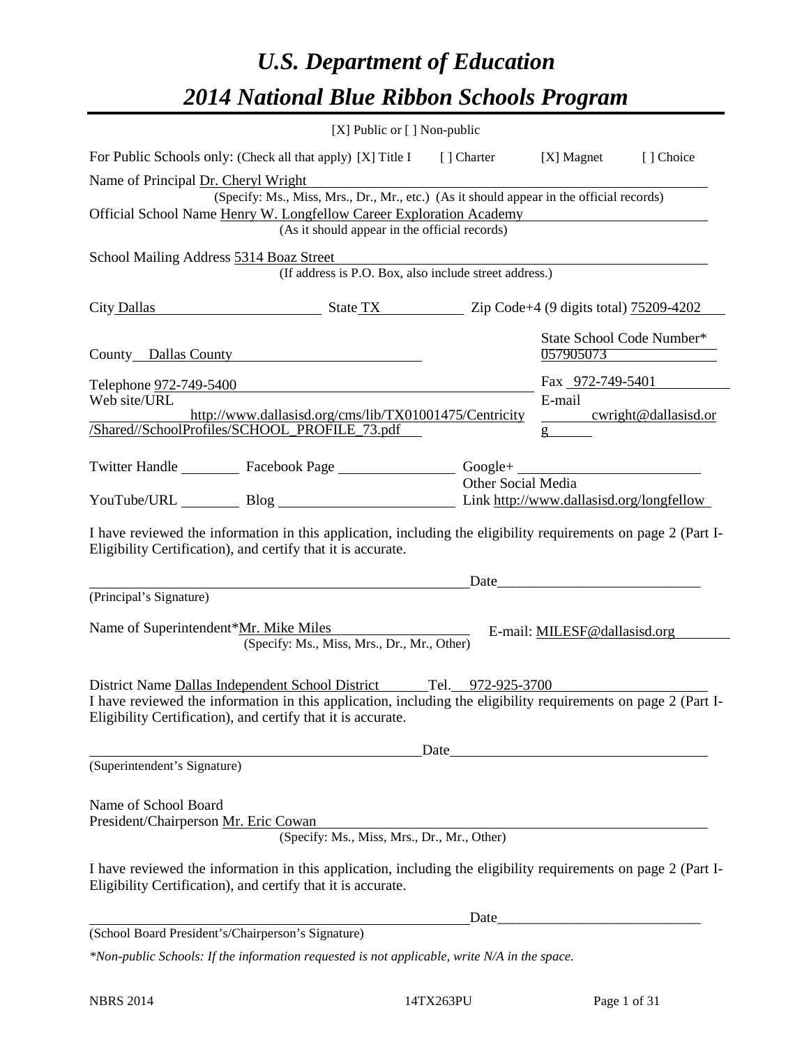# *U.S. Department of Education*

# *2014 National Blue Ribbon Schools Program*

[X] Public or [ ] Non-public

For Public Schools only: (Check all that apply) [X] Title I [ ] Charter [X] Magnet [ ] Choice

Name of Principal Dr. Cheryl Wright
(Specify: Ms., Miss, Mrs., Dr., Mr., etc.) (As it should appear in the official records)

Official School Name Henry W. Longfellow Career Exploration Academy
(As it should appear in the official records)

School Mailing Address 5314 Boaz Street
(If address is P.O. Box, also include street address.)

City Dallas State TX Zip Code+4 (9 digits total) 75209-4202

County Dallas County State School Code Number* 057905073

Telephone 972-749-5400 Fax 972-749-5401

Web site/URL http://www.dallasisd.org/cms/lib/TX01001475/Centricity/Shared//SchoolProfiles/SCHOOL_PROFILE_73.pdf E-mail cwright@dallasisd.org

Twitter Handle ________ Facebook Page ________ Google+ ________

YouTube/URL ________ Blog ________ Other Social Media Link http://www.dallasisd.org/longfellow

I have reviewed the information in this application, including the eligibility requirements on page 2 (Part I-Eligibility Certification), and certify that it is accurate.

_______________________________ Date_______________________
(Principal's Signature)

Name of Superintendent*Mr. Mike Miles E-mail: MILESF@dallasisd.org
(Specify: Ms., Miss, Mrs., Dr., Mr., Other)

District Name Dallas Independent School District Tel. 972-925-3700

I have reviewed the information in this application, including the eligibility requirements on page 2 (Part I-Eligibility Certification), and certify that it is accurate.

_______________________________ Date_______________________
(Superintendent's Signature)

Name of School Board
President/Chairperson Mr. Eric Cowan
(Specify: Ms., Miss, Mrs., Dr., Mr., Other)

I have reviewed the information in this application, including the eligibility requirements on page 2 (Part I-Eligibility Certification), and certify that it is accurate.

_______________________________ Date_______________________
(School Board President's/Chairperson's Signature)

*\*Non-public Schools: If the information requested is not applicable, write N/A in the space.*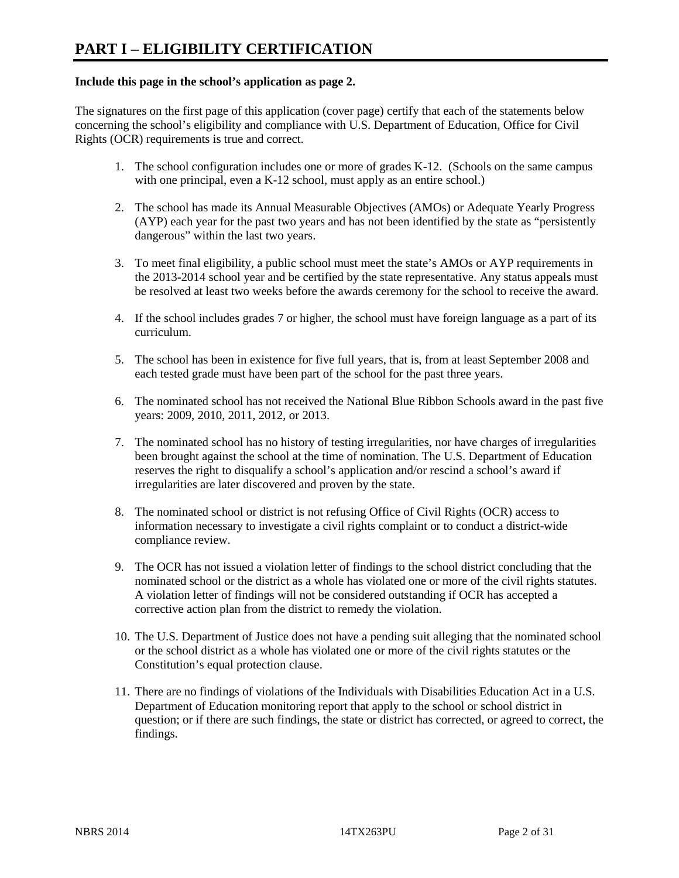# PART I – ELIGIBILITY CERTIFICATION

**Include this page in the school's application as page 2.**

The signatures on the first page of this application (cover page) certify that each of the statements below concerning the school's eligibility and compliance with U.S. Department of Education, Office for Civil Rights (OCR) requirements is true and correct.

1. The school configuration includes one or more of grades K-12. (Schools on the same campus with one principal, even a K-12 school, must apply as an entire school.)

2. The school has made its Annual Measurable Objectives (AMOs) or Adequate Yearly Progress (AYP) each year for the past two years and has not been identified by the state as "persistently dangerous" within the last two years.

3. To meet final eligibility, a public school must meet the state's AMOs or AYP requirements in the 2013-2014 school year and be certified by the state representative. Any status appeals must be resolved at least two weeks before the awards ceremony for the school to receive the award.

4. If the school includes grades 7 or higher, the school must have foreign language as a part of its curriculum.

5. The school has been in existence for five full years, that is, from at least September 2008 and each tested grade must have been part of the school for the past three years.

6. The nominated school has not received the National Blue Ribbon Schools award in the past five years: 2009, 2010, 2011, 2012, or 2013.

7. The nominated school has no history of testing irregularities, nor have charges of irregularities been brought against the school at the time of nomination. The U.S. Department of Education reserves the right to disqualify a school's application and/or rescind a school's award if irregularities are later discovered and proven by the state.

8. The nominated school or district is not refusing Office of Civil Rights (OCR) access to information necessary to investigate a civil rights complaint or to conduct a district-wide compliance review.

9. The OCR has not issued a violation letter of findings to the school district concluding that the nominated school or the district as a whole has violated one or more of the civil rights statutes. A violation letter of findings will not be considered outstanding if OCR has accepted a corrective action plan from the district to remedy the violation.

10. The U.S. Department of Justice does not have a pending suit alleging that the nominated school or the school district as a whole has violated one or more of the civil rights statutes or the Constitution's equal protection clause.

11. There are no findings of violations of the Individuals with Disabilities Education Act in a U.S. Department of Education monitoring report that apply to the school or school district in question; or if there are such findings, the state or district has corrected, or agreed to correct, the findings.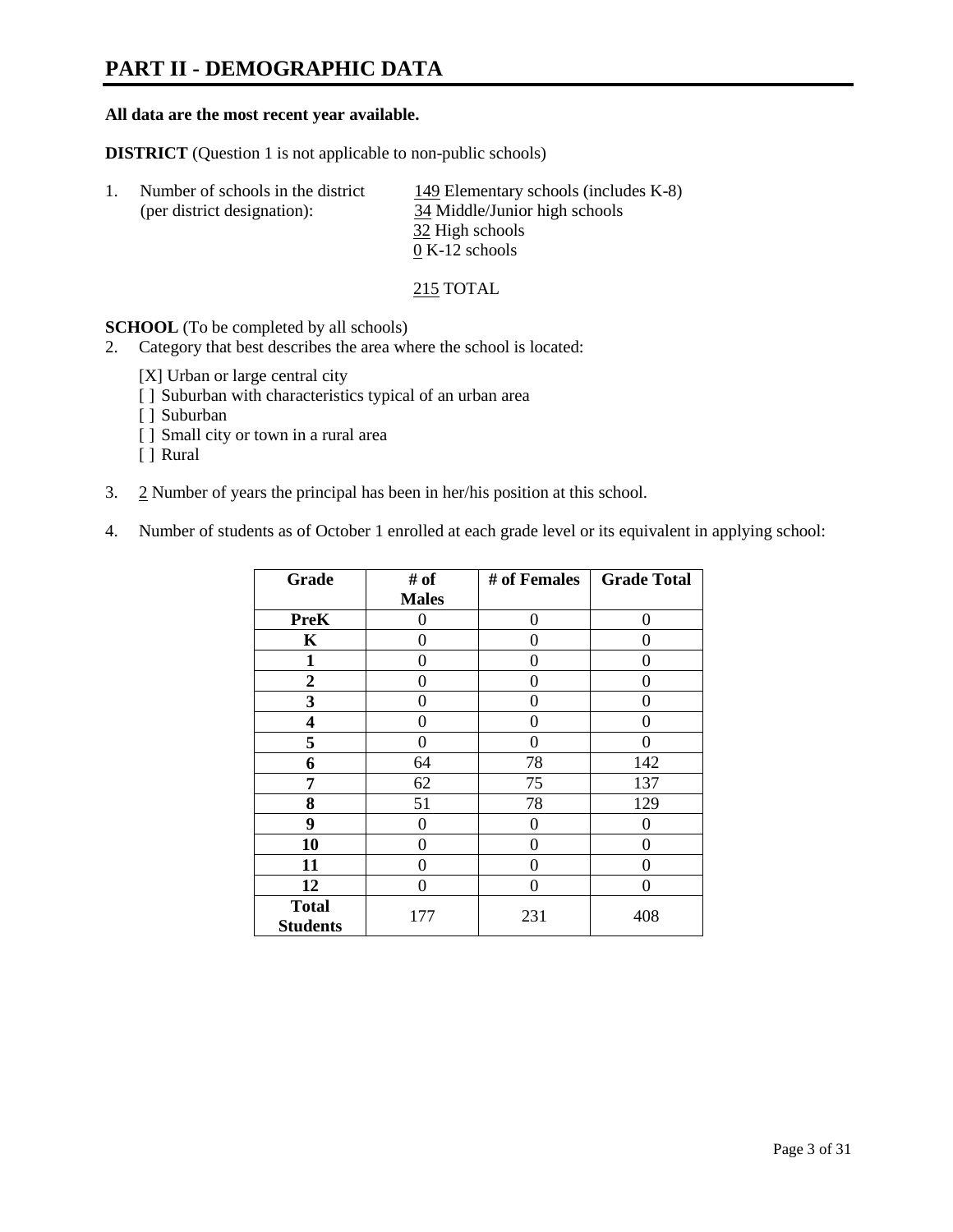# PART II - DEMOGRAPHIC DATA

**All data are the most recent year available.**

**DISTRICT** (Question 1 is not applicable to non-public schools)

1. Number of schools in the district (per district designation):
   - 149 Elementary schools (includes K-8)
   - 34 Middle/Junior high schools
   - 32 High schools
   - 0 K-12 schools

   215 TOTAL

**SCHOOL** (To be completed by all schools)

2. Category that best describes the area where the school is located:

   [X] Urban or large central city
   [ ] Suburban with characteristics typical of an urban area
   [ ] Suburban
   [ ] Small city or town in a rural area
   [ ] Rural

3. 2 Number of years the principal has been in her/his position at this school.

4. Number of students as of October 1 enrolled at each grade level or its equivalent in applying school:

| Grade | # of Males | # of Females | Grade Total |
|---|---|---|---|
| **PreK** | 0 | 0 | 0 |
| **K** | 0 | 0 | 0 |
| **1** | 0 | 0 | 0 |
| **2** | 0 | 0 | 0 |
| **3** | 0 | 0 | 0 |
| **4** | 0 | 0 | 0 |
| **5** | 0 | 0 | 0 |
| **6** | 64 | 78 | 142 |
| **7** | 62 | 75 | 137 |
| **8** | 51 | 78 | 129 |
| **9** | 0 | 0 | 0 |
| **10** | 0 | 0 | 0 |
| **11** | 0 | 0 | 0 |
| **12** | 0 | 0 | 0 |
| **Total Students** | 177 | 231 | 408 |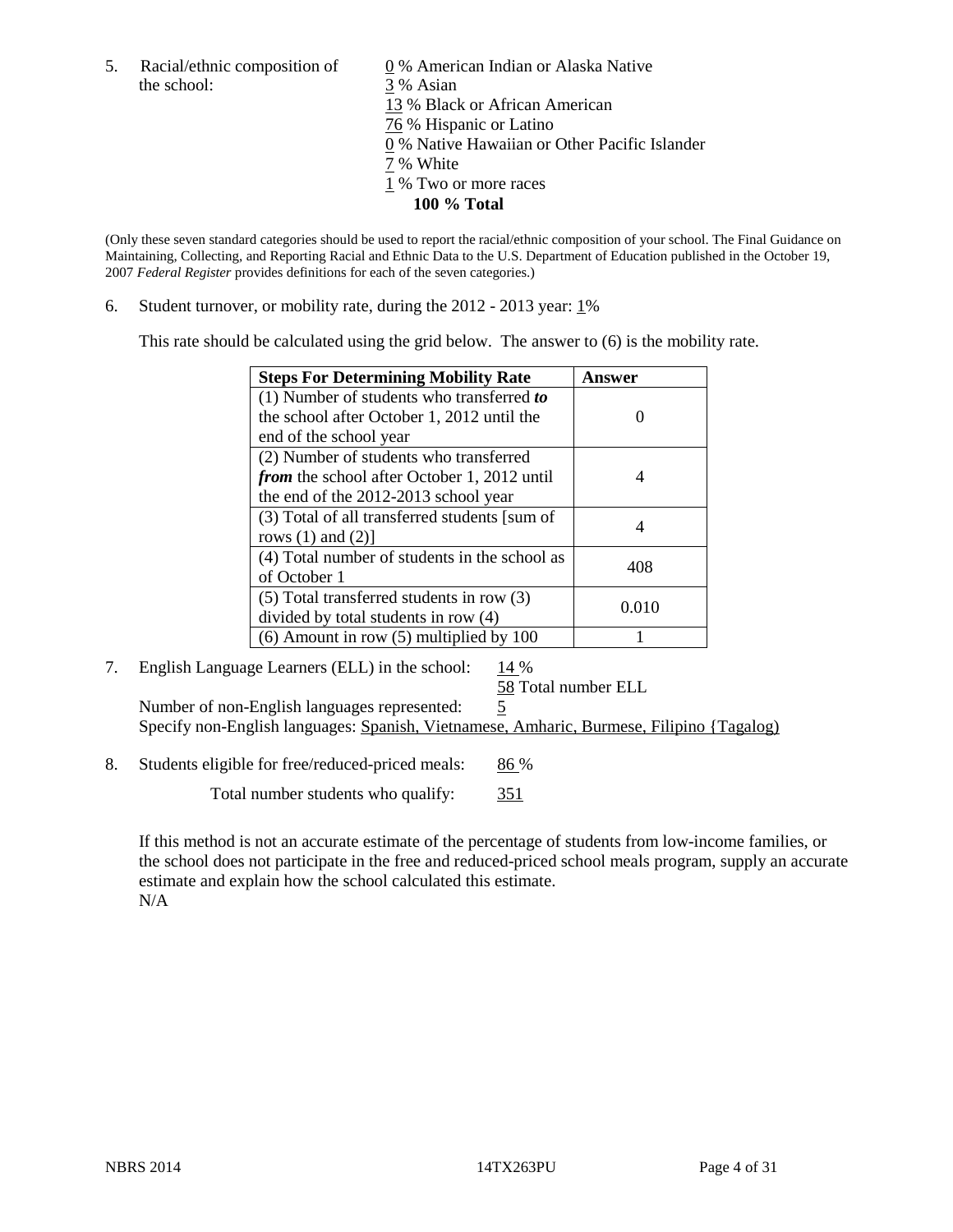5. Racial/ethnic composition of the school:

0 % American Indian or Alaska Native
3 % Asian
13 % Black or African American
76 % Hispanic or Latino
0 % Native Hawaiian or Other Pacific Islander
7 % White
1 % Two or more races
**100 % Total**

(Only these seven standard categories should be used to report the racial/ethnic composition of your school. The Final Guidance on Maintaining, Collecting, and Reporting Racial and Ethnic Data to the U.S. Department of Education published in the October 19, 2007 *Federal Register* provides definitions for each of the seven categories.)

6. Student turnover, or mobility rate, during the 2012 - 2013 year: 1%

This rate should be calculated using the grid below. The answer to (6) is the mobility rate.

| **Steps For Determining Mobility Rate** | **Answer** |
|---|---|
| (1) Number of students who transferred ***to*** the school after October 1, 2012 until the end of the school year | 0 |
| (2) Number of students who transferred ***from*** the school after October 1, 2012 until the end of the 2012-2013 school year | 4 |
| (3) Total of all transferred students [sum of rows (1) and (2)] | 4 |
| (4) Total number of students in the school as of October 1 | 408 |
| (5) Total transferred students in row (3) divided by total students in row (4) | 0.010 |
| (6) Amount in row (5) multiplied by 100 | 1 |

7. English Language Learners (ELL) in the school: 14 %
58 Total number ELL
Number of non-English languages represented: 5
Specify non-English languages: Spanish, Vietnamese, Amharic, Burmese, Filipino {Tagalog)

8. Students eligible for free/reduced-priced meals: 86 %
Total number students who qualify: 351

If this method is not an accurate estimate of the percentage of students from low-income families, or the school does not participate in the free and reduced-priced school meals program, supply an accurate estimate and explain how the school calculated this estimate.
N/A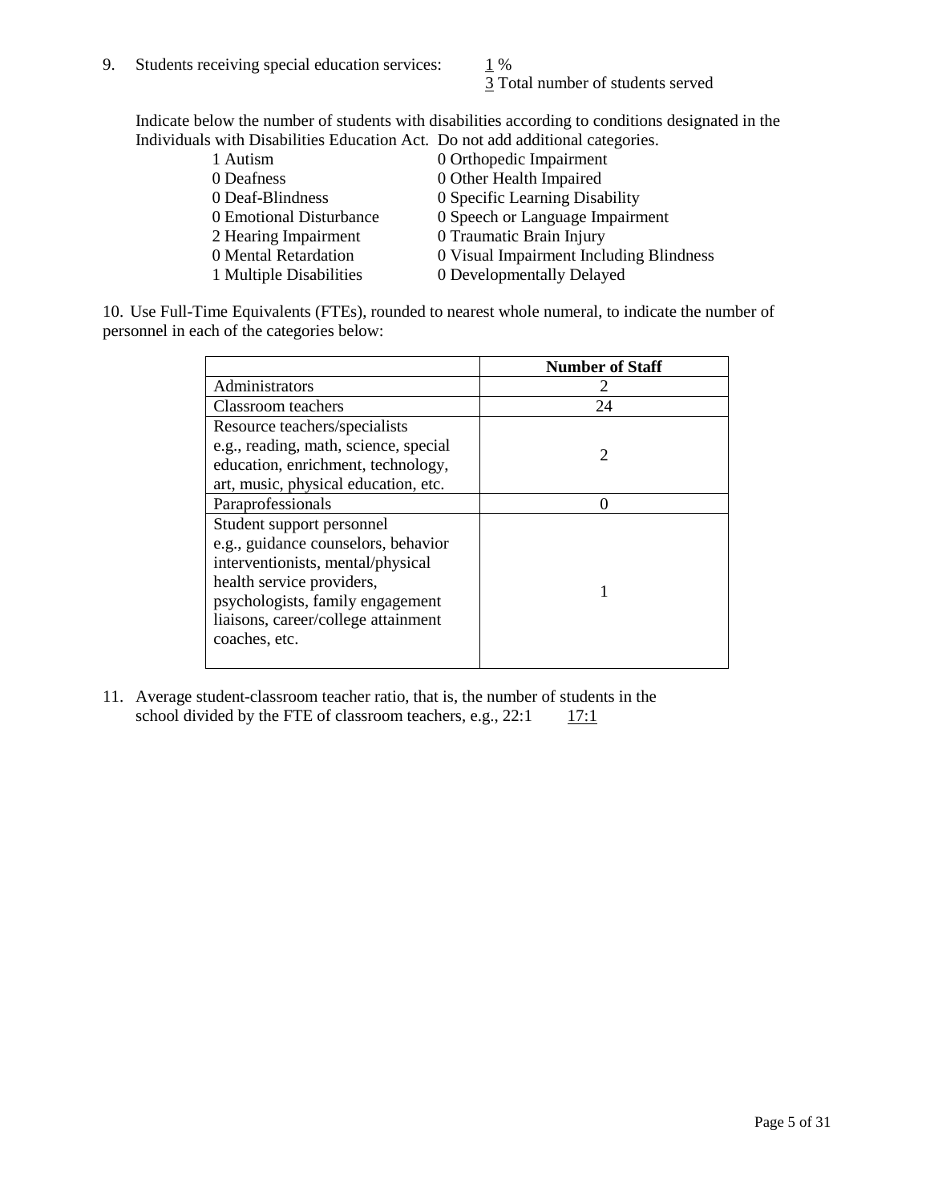9. Students receiving special education services: 1 %
   3 Total number of students served

   Indicate below the number of students with disabilities according to conditions designated in the Individuals with Disabilities Education Act. Do not add additional categories.

| | |
|---|---|
| 1 Autism | 0 Orthopedic Impairment |
| 0 Deafness | 0 Other Health Impaired |
| 0 Deaf-Blindness | 0 Specific Learning Disability |
| 0 Emotional Disturbance | 0 Speech or Language Impairment |
| 2 Hearing Impairment | 0 Traumatic Brain Injury |
| 0 Mental Retardation | 0 Visual Impairment Including Blindness |
| 1 Multiple Disabilities | 0 Developmentally Delayed |

10. Use Full-Time Equivalents (FTEs), rounded to nearest whole numeral, to indicate the number of personnel in each of the categories below:

| | **Number of Staff** |
|---|---|
| Administrators | 2 |
| Classroom teachers | 24 |
| Resource teachers/specialists e.g., reading, math, science, special education, enrichment, technology, art, music, physical education, etc. | 2 |
| Paraprofessionals | 0 |
| Student support personnel e.g., guidance counselors, behavior interventionists, mental/physical health service providers, psychologists, family engagement liaisons, career/college attainment coaches, etc. | 1 |

11. Average student-classroom teacher ratio, that is, the number of students in the school divided by the FTE of classroom teachers, e.g., 22:1 17:1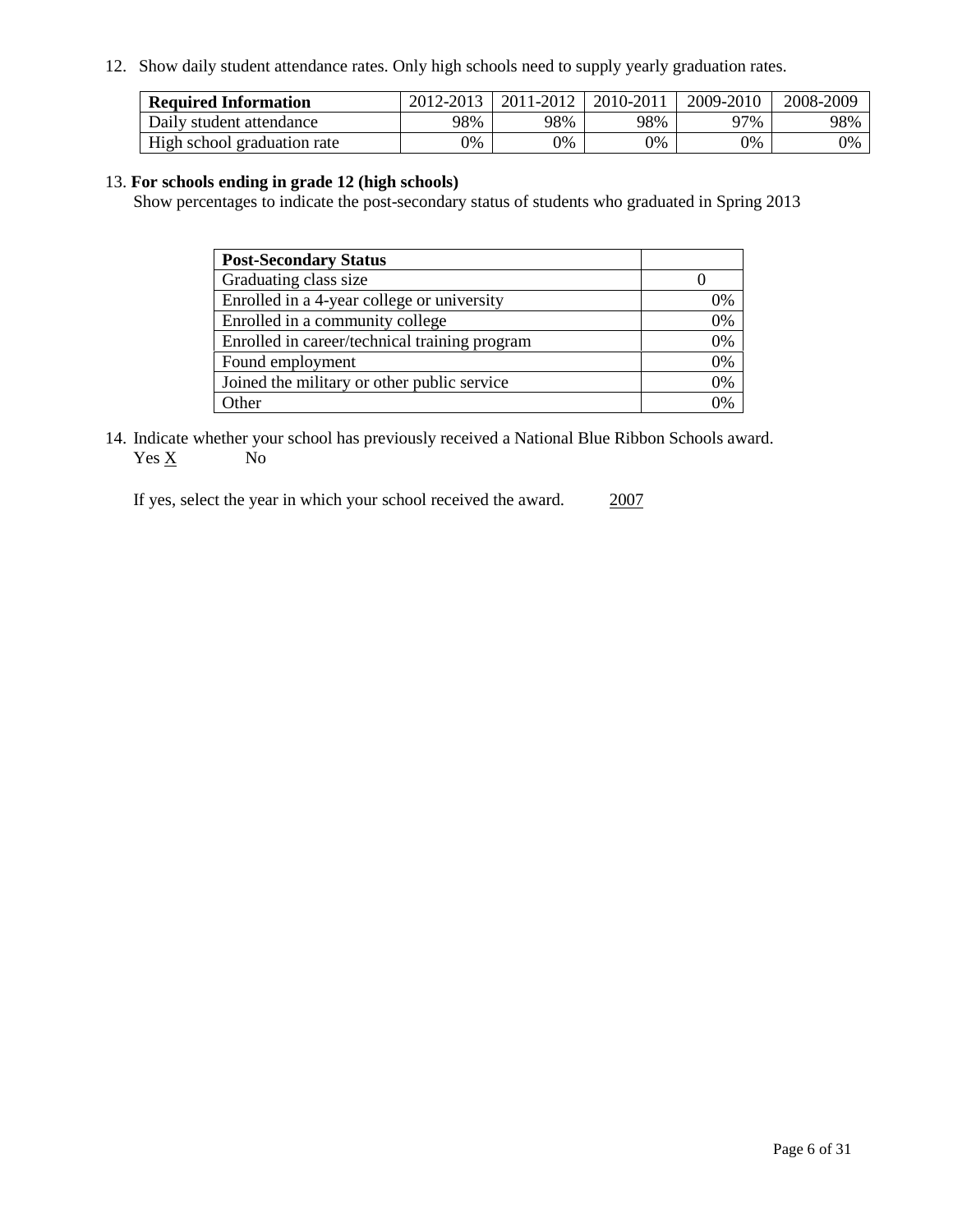12. Show daily student attendance rates. Only high schools need to supply yearly graduation rates.

| **Required Information** | 2012-2013 | 2011-2012 | 2010-2011 | 2009-2010 | 2008-2009 |
|---|---|---|---|---|---|
| Daily student attendance | 98% | 98% | 98% | 97% | 98% |
| High school graduation rate | 0% | 0% | 0% | 0% | 0% |

13. **For schools ending in grade 12 (high schools)**
Show percentages to indicate the post-secondary status of students who graduated in Spring 2013

| **Post-Secondary Status** | |
|---|---|
| Graduating class size | 0 |
| Enrolled in a 4-year college or university | 0% |
| Enrolled in a community college | 0% |
| Enrolled in career/technical training program | 0% |
| Found employment | 0% |
| Joined the military or other public service | 0% |
| Other | 0% |

14. Indicate whether your school has previously received a National Blue Ribbon Schools award.
Yes X No

If yes, select the year in which your school received the award. 2007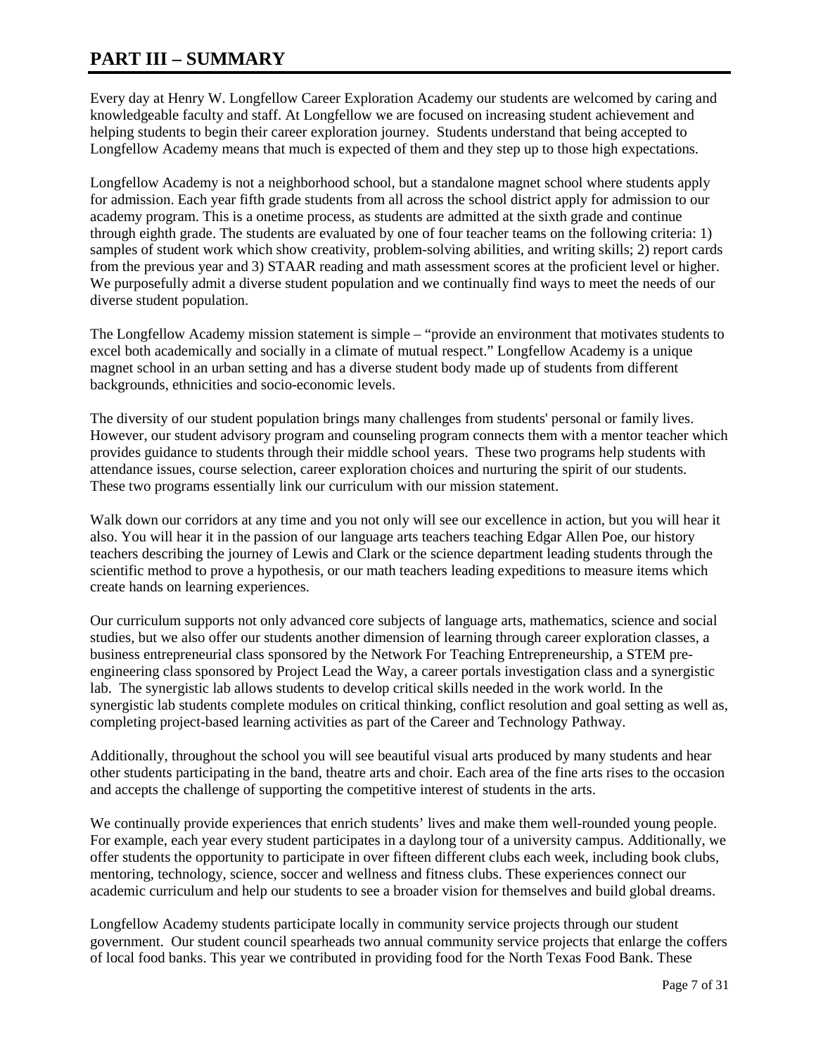# PART III – SUMMARY

Every day at Henry W. Longfellow Career Exploration Academy our students are welcomed by caring and knowledgeable faculty and staff. At Longfellow we are focused on increasing student achievement and helping students to begin their career exploration journey. Students understand that being accepted to Longfellow Academy means that much is expected of them and they step up to those high expectations.

Longfellow Academy is not a neighborhood school, but a standalone magnet school where students apply for admission. Each year fifth grade students from all across the school district apply for admission to our academy program. This is a onetime process, as students are admitted at the sixth grade and continue through eighth grade. The students are evaluated by one of four teacher teams on the following criteria: 1) samples of student work which show creativity, problem-solving abilities, and writing skills; 2) report cards from the previous year and 3) STAAR reading and math assessment scores at the proficient level or higher. We purposefully admit a diverse student population and we continually find ways to meet the needs of our diverse student population.

The Longfellow Academy mission statement is simple – "provide an environment that motivates students to excel both academically and socially in a climate of mutual respect." Longfellow Academy is a unique magnet school in an urban setting and has a diverse student body made up of students from different backgrounds, ethnicities and socio-economic levels.

The diversity of our student population brings many challenges from students' personal or family lives. However, our student advisory program and counseling program connects them with a mentor teacher which provides guidance to students through their middle school years. These two programs help students with attendance issues, course selection, career exploration choices and nurturing the spirit of our students. These two programs essentially link our curriculum with our mission statement.

Walk down our corridors at any time and you not only will see our excellence in action, but you will hear it also. You will hear it in the passion of our language arts teachers teaching Edgar Allen Poe, our history teachers describing the journey of Lewis and Clark or the science department leading students through the scientific method to prove a hypothesis, or our math teachers leading expeditions to measure items which create hands on learning experiences.

Our curriculum supports not only advanced core subjects of language arts, mathematics, science and social studies, but we also offer our students another dimension of learning through career exploration classes, a business entrepreneurial class sponsored by the Network For Teaching Entrepreneurship, a STEM pre-engineering class sponsored by Project Lead the Way, a career portals investigation class and a synergistic lab. The synergistic lab allows students to develop critical skills needed in the work world. In the synergistic lab students complete modules on critical thinking, conflict resolution and goal setting as well as, completing project-based learning activities as part of the Career and Technology Pathway.

Additionally, throughout the school you will see beautiful visual arts produced by many students and hear other students participating in the band, theatre arts and choir. Each area of the fine arts rises to the occasion and accepts the challenge of supporting the competitive interest of students in the arts.

We continually provide experiences that enrich students' lives and make them well-rounded young people. For example, each year every student participates in a daylong tour of a university campus. Additionally, we offer students the opportunity to participate in over fifteen different clubs each week, including book clubs, mentoring, technology, science, soccer and wellness and fitness clubs. These experiences connect our academic curriculum and help our students to see a broader vision for themselves and build global dreams.

Longfellow Academy students participate locally in community service projects through our student government. Our student council spearheads two annual community service projects that enlarge the coffers of local food banks. This year we contributed in providing food for the North Texas Food Bank. These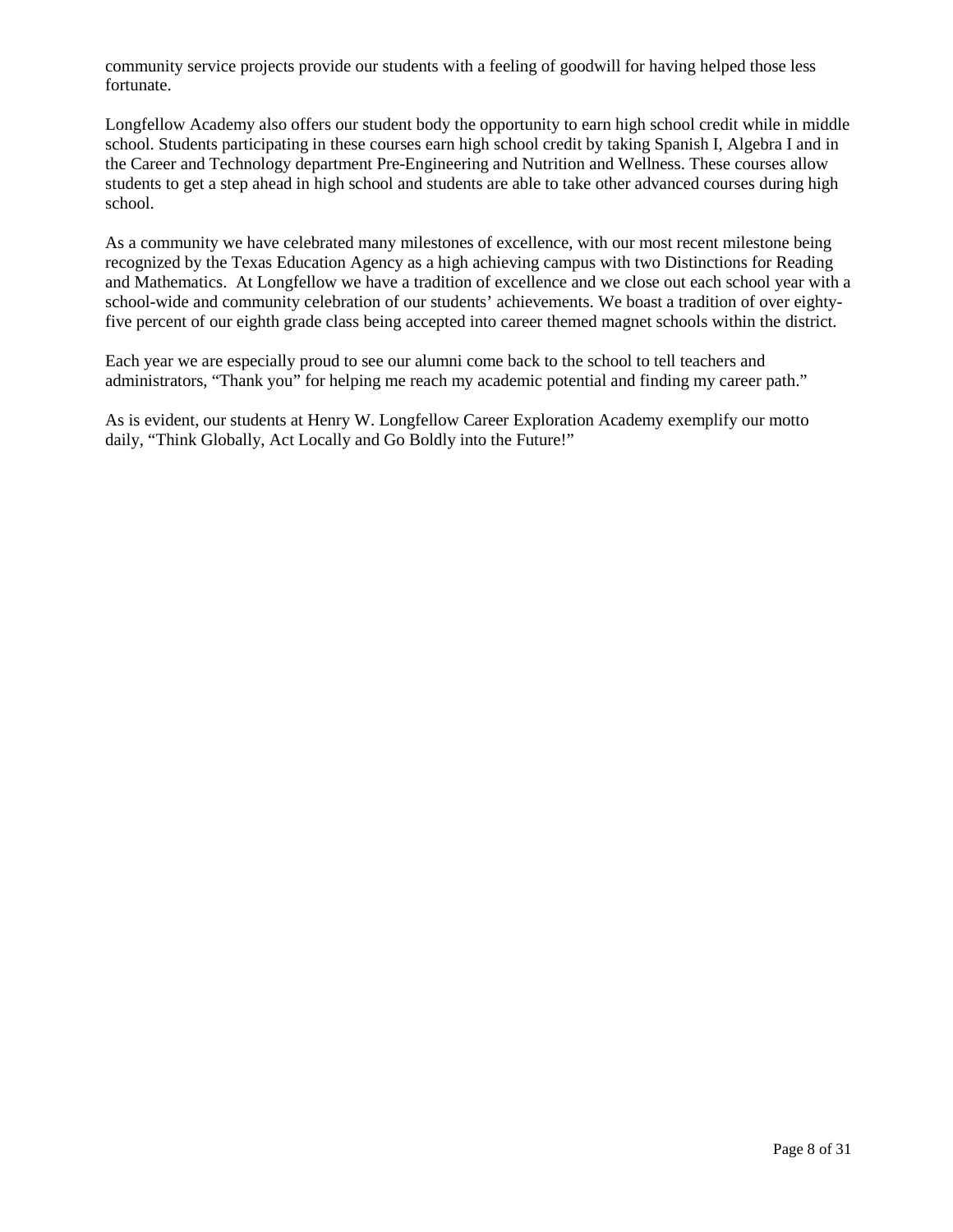community service projects provide our students with a feeling of goodwill for having helped those less fortunate.

Longfellow Academy also offers our student body the opportunity to earn high school credit while in middle school. Students participating in these courses earn high school credit by taking Spanish I, Algebra I and in the Career and Technology department Pre-Engineering and Nutrition and Wellness. These courses allow students to get a step ahead in high school and students are able to take other advanced courses during high school.

As a community we have celebrated many milestones of excellence, with our most recent milestone being recognized by the Texas Education Agency as a high achieving campus with two Distinctions for Reading and Mathematics. At Longfellow we have a tradition of excellence and we close out each school year with a school-wide and community celebration of our students' achievements. We boast a tradition of over eighty-five percent of our eighth grade class being accepted into career themed magnet schools within the district.

Each year we are especially proud to see our alumni come back to the school to tell teachers and administrators, "Thank you" for helping me reach my academic potential and finding my career path."

As is evident, our students at Henry W. Longfellow Career Exploration Academy exemplify our motto daily, "Think Globally, Act Locally and Go Boldly into the Future!"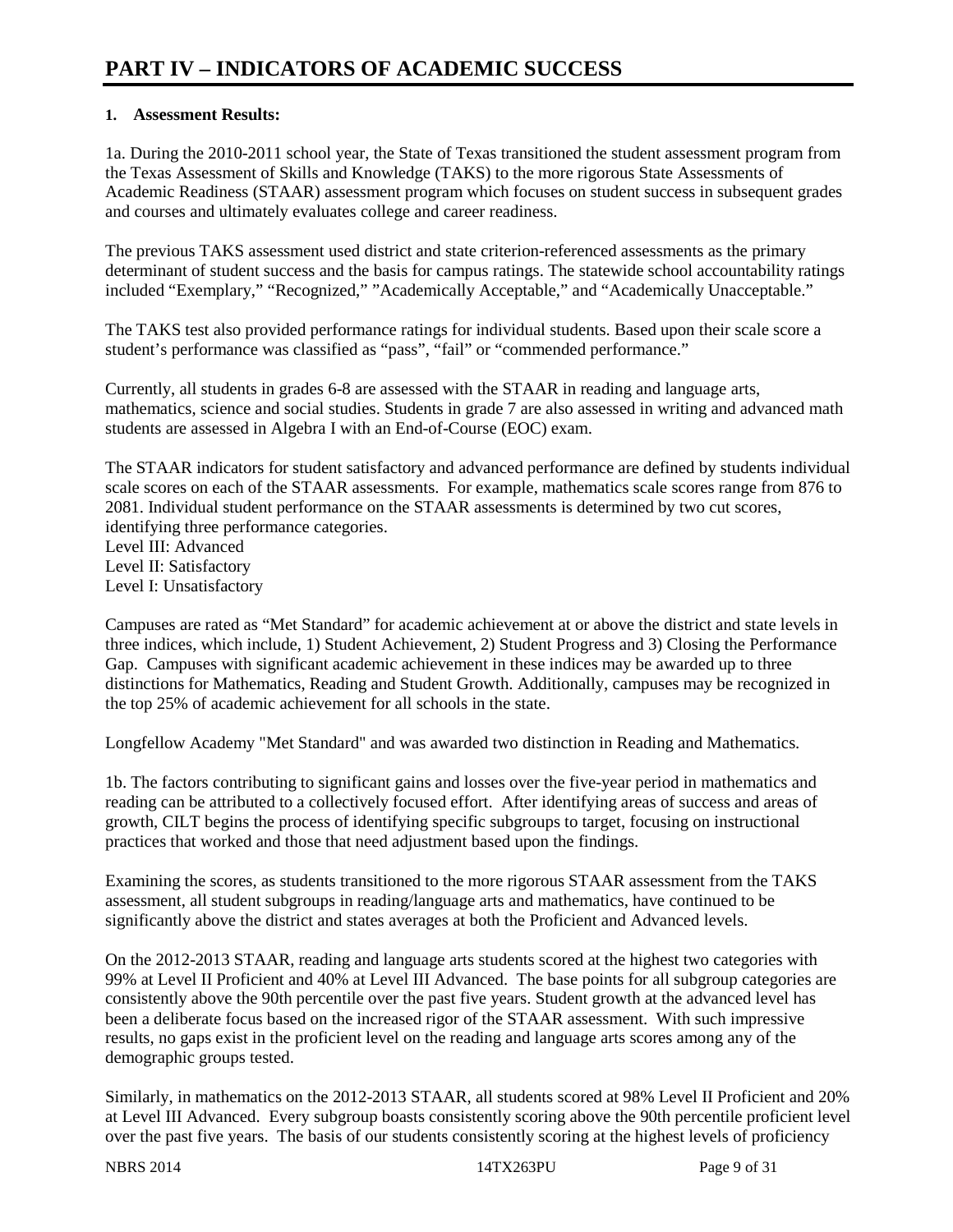# PART IV – INDICATORS OF ACADEMIC SUCCESS

**1. Assessment Results:**

1a. During the 2010-2011 school year, the State of Texas transitioned the student assessment program from the Texas Assessment of Skills and Knowledge (TAKS) to the more rigorous State Assessments of Academic Readiness (STAAR) assessment program which focuses on student success in subsequent grades and courses and ultimately evaluates college and career readiness.

The previous TAKS assessment used district and state criterion-referenced assessments as the primary determinant of student success and the basis for campus ratings. The statewide school accountability ratings included "Exemplary," "Recognized," "Academically Acceptable," and "Academically Unacceptable."

The TAKS test also provided performance ratings for individual students. Based upon their scale score a student's performance was classified as "pass", "fail" or "commended performance."

Currently, all students in grades 6-8 are assessed with the STAAR in reading and language arts, mathematics, science and social studies. Students in grade 7 are also assessed in writing and advanced math students are assessed in Algebra I with an End-of-Course (EOC) exam.

The STAAR indicators for student satisfactory and advanced performance are defined by students individual scale scores on each of the STAAR assessments. For example, mathematics scale scores range from 876 to 2081. Individual student performance on the STAAR assessments is determined by two cut scores, identifying three performance categories.
Level III: Advanced
Level II: Satisfactory
Level I: Unsatisfactory

Campuses are rated as "Met Standard" for academic achievement at or above the district and state levels in three indices, which include, 1) Student Achievement, 2) Student Progress and 3) Closing the Performance Gap. Campuses with significant academic achievement in these indices may be awarded up to three distinctions for Mathematics, Reading and Student Growth. Additionally, campuses may be recognized in the top 25% of academic achievement for all schools in the state.

Longfellow Academy "Met Standard" and was awarded two distinction in Reading and Mathematics.

1b. The factors contributing to significant gains and losses over the five-year period in mathematics and reading can be attributed to a collectively focused effort. After identifying areas of success and areas of growth, CILT begins the process of identifying specific subgroups to target, focusing on instructional practices that worked and those that need adjustment based upon the findings.

Examining the scores, as students transitioned to the more rigorous STAAR assessment from the TAKS assessment, all student subgroups in reading/language arts and mathematics, have continued to be significantly above the district and states averages at both the Proficient and Advanced levels.

On the 2012-2013 STAAR, reading and language arts students scored at the highest two categories with 99% at Level II Proficient and 40% at Level III Advanced. The base points for all subgroup categories are consistently above the 90th percentile over the past five years. Student growth at the advanced level has been a deliberate focus based on the increased rigor of the STAAR assessment. With such impressive results, no gaps exist in the proficient level on the reading and language arts scores among any of the demographic groups tested.

Similarly, in mathematics on the 2012-2013 STAAR, all students scored at 98% Level II Proficient and 20% at Level III Advanced. Every subgroup boasts consistently scoring above the 90th percentile proficient level over the past five years. The basis of our students consistently scoring at the highest levels of proficiency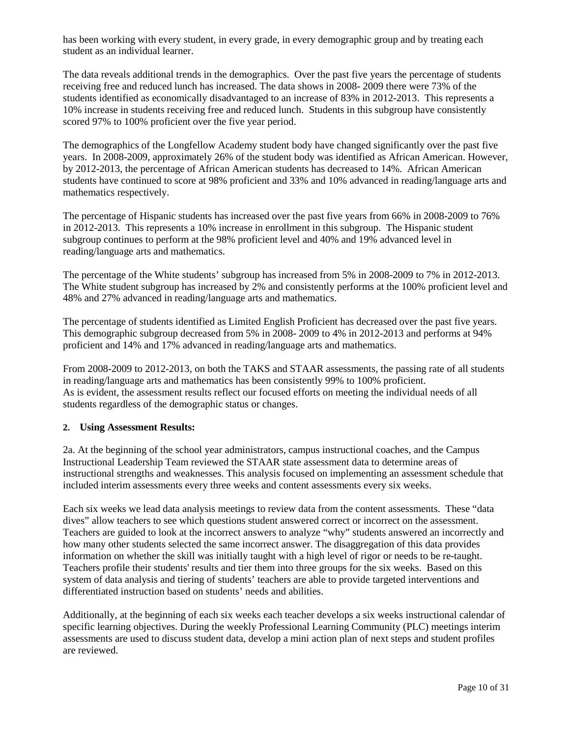has been working with every student, in every grade, in every demographic group and by treating each student as an individual learner.

The data reveals additional trends in the demographics. Over the past five years the percentage of students receiving free and reduced lunch has increased. The data shows in 2008- 2009 there were 73% of the students identified as economically disadvantaged to an increase of 83% in 2012-2013. This represents a 10% increase in students receiving free and reduced lunch. Students in this subgroup have consistently scored 97% to 100% proficient over the five year period.

The demographics of the Longfellow Academy student body have changed significantly over the past five years. In 2008-2009, approximately 26% of the student body was identified as African American. However, by 2012-2013, the percentage of African American students has decreased to 14%. African American students have continued to score at 98% proficient and 33% and 10% advanced in reading/language arts and mathematics respectively.

The percentage of Hispanic students has increased over the past five years from 66% in 2008-2009 to 76% in 2012-2013. This represents a 10% increase in enrollment in this subgroup. The Hispanic student subgroup continues to perform at the 98% proficient level and 40% and 19% advanced level in reading/language arts and mathematics.

The percentage of the White students' subgroup has increased from 5% in 2008-2009 to 7% in 2012-2013. The White student subgroup has increased by 2% and consistently performs at the 100% proficient level and 48% and 27% advanced in reading/language arts and mathematics.

The percentage of students identified as Limited English Proficient has decreased over the past five years. This demographic subgroup decreased from 5% in 2008- 2009 to 4% in 2012-2013 and performs at 94% proficient and 14% and 17% advanced in reading/language arts and mathematics.

From 2008-2009 to 2012-2013, on both the TAKS and STAAR assessments, the passing rate of all students in reading/language arts and mathematics has been consistently 99% to 100% proficient.
As is evident, the assessment results reflect our focused efforts on meeting the individual needs of all students regardless of the demographic status or changes.

## 2. Using Assessment Results:

2a. At the beginning of the school year administrators, campus instructional coaches, and the Campus Instructional Leadership Team reviewed the STAAR state assessment data to determine areas of instructional strengths and weaknesses. This analysis focused on implementing an assessment schedule that included interim assessments every three weeks and content assessments every six weeks.

Each six weeks we lead data analysis meetings to review data from the content assessments. These "data dives" allow teachers to see which questions student answered correct or incorrect on the assessment. Teachers are guided to look at the incorrect answers to analyze "why" students answered an incorrectly and how many other students selected the same incorrect answer. The disaggregation of this data provides information on whether the skill was initially taught with a high level of rigor or needs to be re-taught. Teachers profile their students' results and tier them into three groups for the six weeks. Based on this system of data analysis and tiering of students' teachers are able to provide targeted interventions and differentiated instruction based on students' needs and abilities.

Additionally, at the beginning of each six weeks each teacher develops a six weeks instructional calendar of specific learning objectives. During the weekly Professional Learning Community (PLC) meetings interim assessments are used to discuss student data, develop a mini action plan of next steps and student profiles are reviewed.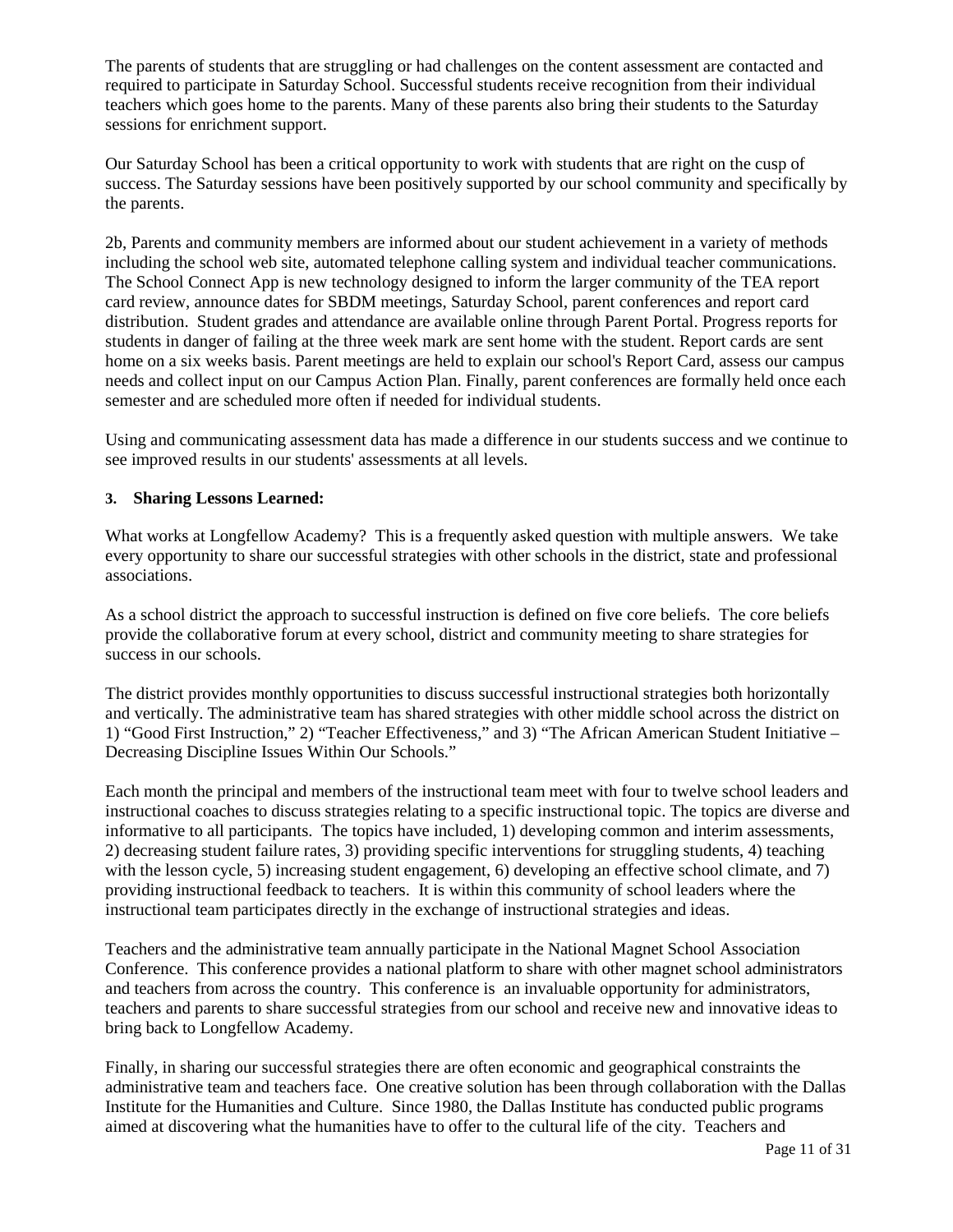The parents of students that are struggling or had challenges on the content assessment are contacted and required to participate in Saturday School. Successful students receive recognition from their individual teachers which goes home to the parents. Many of these parents also bring their students to the Saturday sessions for enrichment support.

Our Saturday School has been a critical opportunity to work with students that are right on the cusp of success. The Saturday sessions have been positively supported by our school community and specifically by the parents.

2b, Parents and community members are informed about our student achievement in a variety of methods including the school web site, automated telephone calling system and individual teacher communications. The School Connect App is new technology designed to inform the larger community of the TEA report card review, announce dates for SBDM meetings, Saturday School, parent conferences and report card distribution. Student grades and attendance are available online through Parent Portal. Progress reports for students in danger of failing at the three week mark are sent home with the student. Report cards are sent home on a six weeks basis. Parent meetings are held to explain our school's Report Card, assess our campus needs and collect input on our Campus Action Plan. Finally, parent conferences are formally held once each semester and are scheduled more often if needed for individual students.

Using and communicating assessment data has made a difference in our students success and we continue to see improved results in our students' assessments at all levels.

**3. Sharing Lessons Learned:**

What works at Longfellow Academy? This is a frequently asked question with multiple answers. We take every opportunity to share our successful strategies with other schools in the district, state and professional associations.

As a school district the approach to successful instruction is defined on five core beliefs. The core beliefs provide the collaborative forum at every school, district and community meeting to share strategies for success in our schools.

The district provides monthly opportunities to discuss successful instructional strategies both horizontally and vertically. The administrative team has shared strategies with other middle school across the district on 1) "Good First Instruction," 2) "Teacher Effectiveness," and 3) "The African American Student Initiative – Decreasing Discipline Issues Within Our Schools."

Each month the principal and members of the instructional team meet with four to twelve school leaders and instructional coaches to discuss strategies relating to a specific instructional topic. The topics are diverse and informative to all participants. The topics have included, 1) developing common and interim assessments, 2) decreasing student failure rates, 3) providing specific interventions for struggling students, 4) teaching with the lesson cycle, 5) increasing student engagement, 6) developing an effective school climate, and 7) providing instructional feedback to teachers. It is within this community of school leaders where the instructional team participates directly in the exchange of instructional strategies and ideas.

Teachers and the administrative team annually participate in the National Magnet School Association Conference. This conference provides a national platform to share with other magnet school administrators and teachers from across the country. This conference is an invaluable opportunity for administrators, teachers and parents to share successful strategies from our school and receive new and innovative ideas to bring back to Longfellow Academy.

Finally, in sharing our successful strategies there are often economic and geographical constraints the administrative team and teachers face. One creative solution has been through collaboration with the Dallas Institute for the Humanities and Culture. Since 1980, the Dallas Institute has conducted public programs aimed at discovering what the humanities have to offer to the cultural life of the city. Teachers and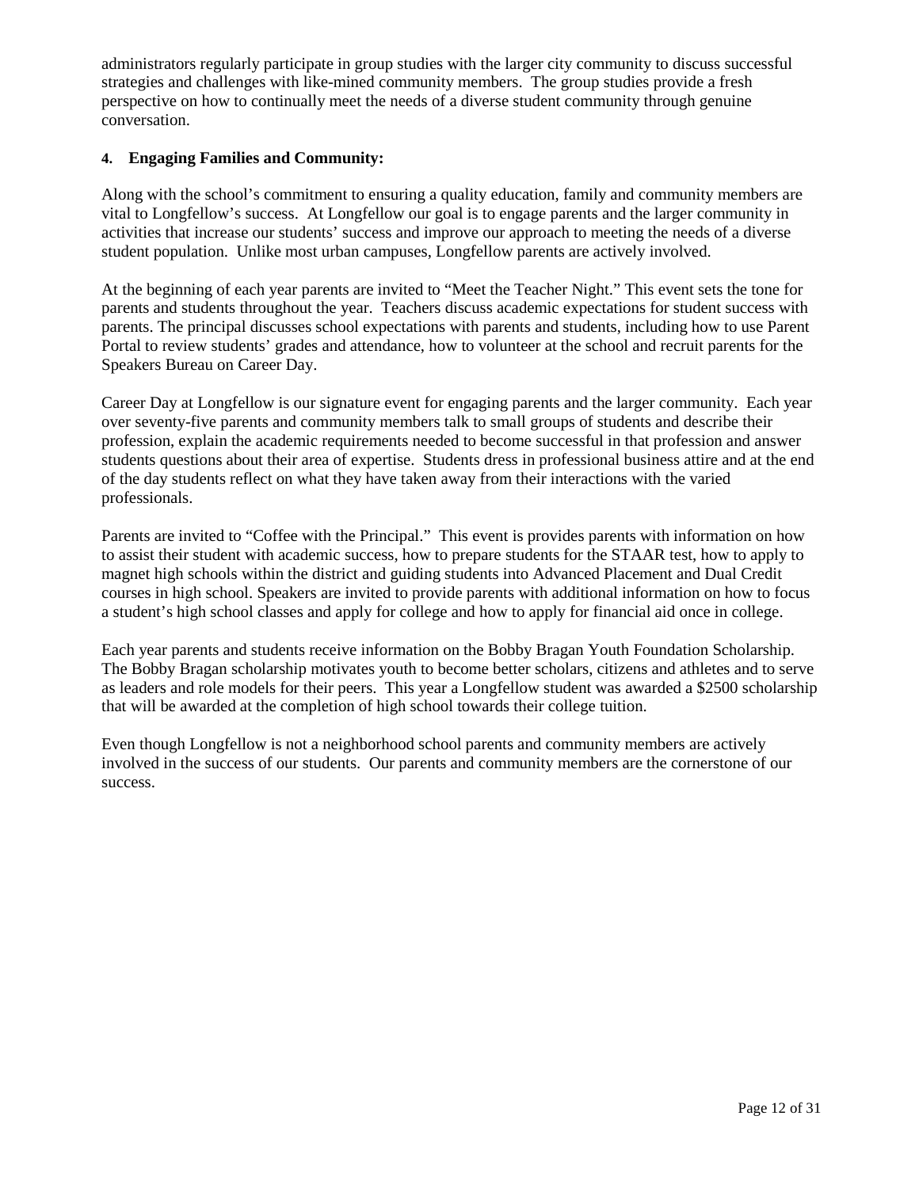administrators regularly participate in group studies with the larger city community to discuss successful strategies and challenges with like-mined community members. The group studies provide a fresh perspective on how to continually meet the needs of a diverse student community through genuine conversation.

**4. Engaging Families and Community:**

Along with the school's commitment to ensuring a quality education, family and community members are vital to Longfellow's success. At Longfellow our goal is to engage parents and the larger community in activities that increase our students' success and improve our approach to meeting the needs of a diverse student population. Unlike most urban campuses, Longfellow parents are actively involved.

At the beginning of each year parents are invited to "Meet the Teacher Night." This event sets the tone for parents and students throughout the year. Teachers discuss academic expectations for student success with parents. The principal discusses school expectations with parents and students, including how to use Parent Portal to review students' grades and attendance, how to volunteer at the school and recruit parents for the Speakers Bureau on Career Day.

Career Day at Longfellow is our signature event for engaging parents and the larger community. Each year over seventy-five parents and community members talk to small groups of students and describe their profession, explain the academic requirements needed to become successful in that profession and answer students questions about their area of expertise. Students dress in professional business attire and at the end of the day students reflect on what they have taken away from their interactions with the varied professionals.

Parents are invited to "Coffee with the Principal." This event is provides parents with information on how to assist their student with academic success, how to prepare students for the STAAR test, how to apply to magnet high schools within the district and guiding students into Advanced Placement and Dual Credit courses in high school. Speakers are invited to provide parents with additional information on how to focus a student's high school classes and apply for college and how to apply for financial aid once in college.

Each year parents and students receive information on the Bobby Bragan Youth Foundation Scholarship. The Bobby Bragan scholarship motivates youth to become better scholars, citizens and athletes and to serve as leaders and role models for their peers. This year a Longfellow student was awarded a $2500 scholarship that will be awarded at the completion of high school towards their college tuition.

Even though Longfellow is not a neighborhood school parents and community members are actively involved in the success of our students. Our parents and community members are the cornerstone of our success.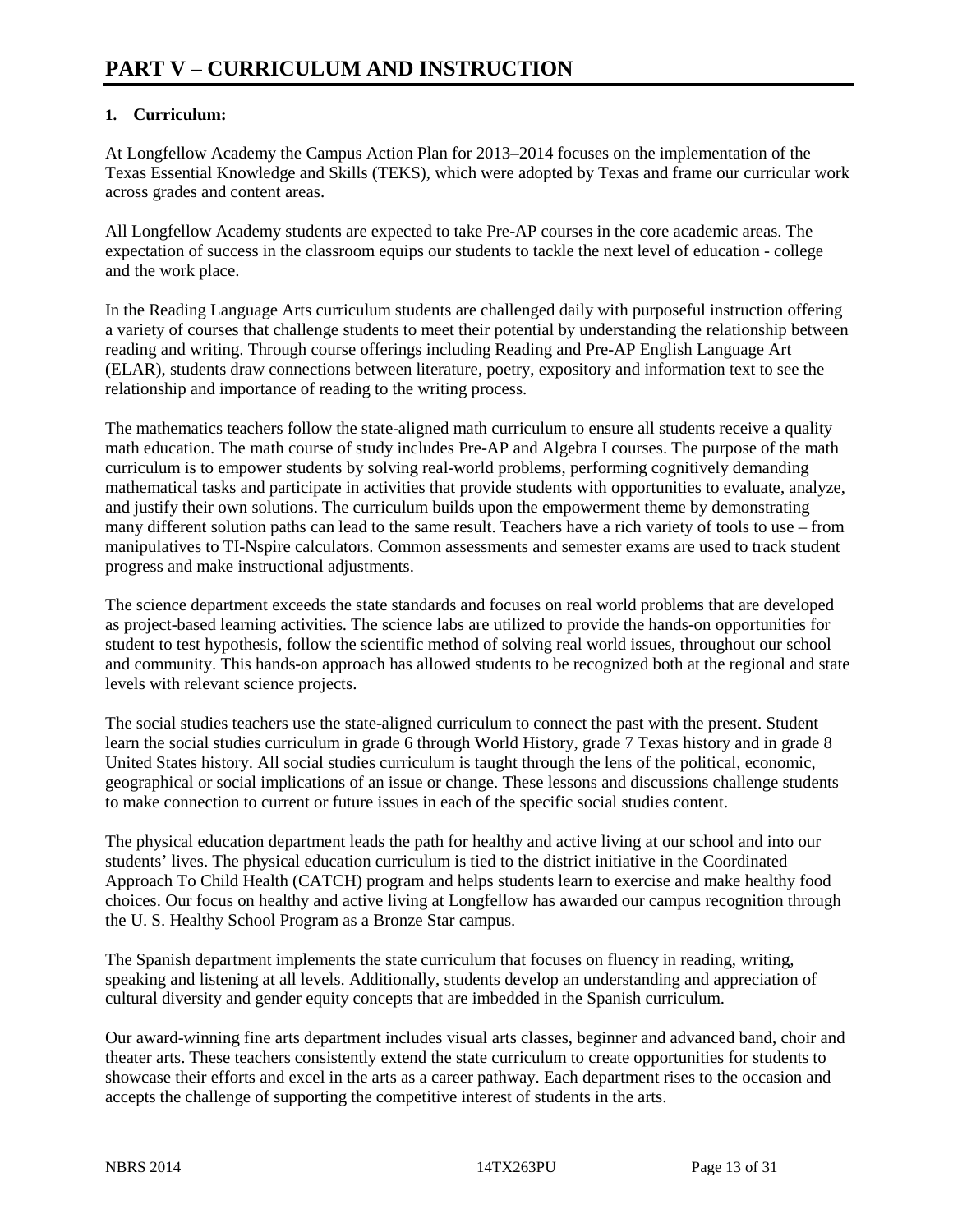# PART V – CURRICULUM AND INSTRUCTION

**1. Curriculum:**

At Longfellow Academy the Campus Action Plan for 2013–2014 focuses on the implementation of the Texas Essential Knowledge and Skills (TEKS), which were adopted by Texas and frame our curricular work across grades and content areas.

All Longfellow Academy students are expected to take Pre-AP courses in the core academic areas. The expectation of success in the classroom equips our students to tackle the next level of education - college and the work place.

In the Reading Language Arts curriculum students are challenged daily with purposeful instruction offering a variety of courses that challenge students to meet their potential by understanding the relationship between reading and writing. Through course offerings including Reading and Pre-AP English Language Art (ELAR), students draw connections between literature, poetry, expository and information text to see the relationship and importance of reading to the writing process.

The mathematics teachers follow the state-aligned math curriculum to ensure all students receive a quality math education. The math course of study includes Pre-AP and Algebra I courses. The purpose of the math curriculum is to empower students by solving real-world problems, performing cognitively demanding mathematical tasks and participate in activities that provide students with opportunities to evaluate, analyze, and justify their own solutions. The curriculum builds upon the empowerment theme by demonstrating many different solution paths can lead to the same result. Teachers have a rich variety of tools to use – from manipulatives to TI-Nspire calculators. Common assessments and semester exams are used to track student progress and make instructional adjustments.

The science department exceeds the state standards and focuses on real world problems that are developed as project-based learning activities. The science labs are utilized to provide the hands-on opportunities for student to test hypothesis, follow the scientific method of solving real world issues, throughout our school and community. This hands-on approach has allowed students to be recognized both at the regional and state levels with relevant science projects.

The social studies teachers use the state-aligned curriculum to connect the past with the present. Student learn the social studies curriculum in grade 6 through World History, grade 7 Texas history and in grade 8 United States history. All social studies curriculum is taught through the lens of the political, economic, geographical or social implications of an issue or change. These lessons and discussions challenge students to make connection to current or future issues in each of the specific social studies content.

The physical education department leads the path for healthy and active living at our school and into our students' lives. The physical education curriculum is tied to the district initiative in the Coordinated Approach To Child Health (CATCH) program and helps students learn to exercise and make healthy food choices. Our focus on healthy and active living at Longfellow has awarded our campus recognition through the U. S. Healthy School Program as a Bronze Star campus.

The Spanish department implements the state curriculum that focuses on fluency in reading, writing, speaking and listening at all levels. Additionally, students develop an understanding and appreciation of cultural diversity and gender equity concepts that are imbedded in the Spanish curriculum.

Our award-winning fine arts department includes visual arts classes, beginner and advanced band, choir and theater arts. These teachers consistently extend the state curriculum to create opportunities for students to showcase their efforts and excel in the arts as a career pathway. Each department rises to the occasion and accepts the challenge of supporting the competitive interest of students in the arts.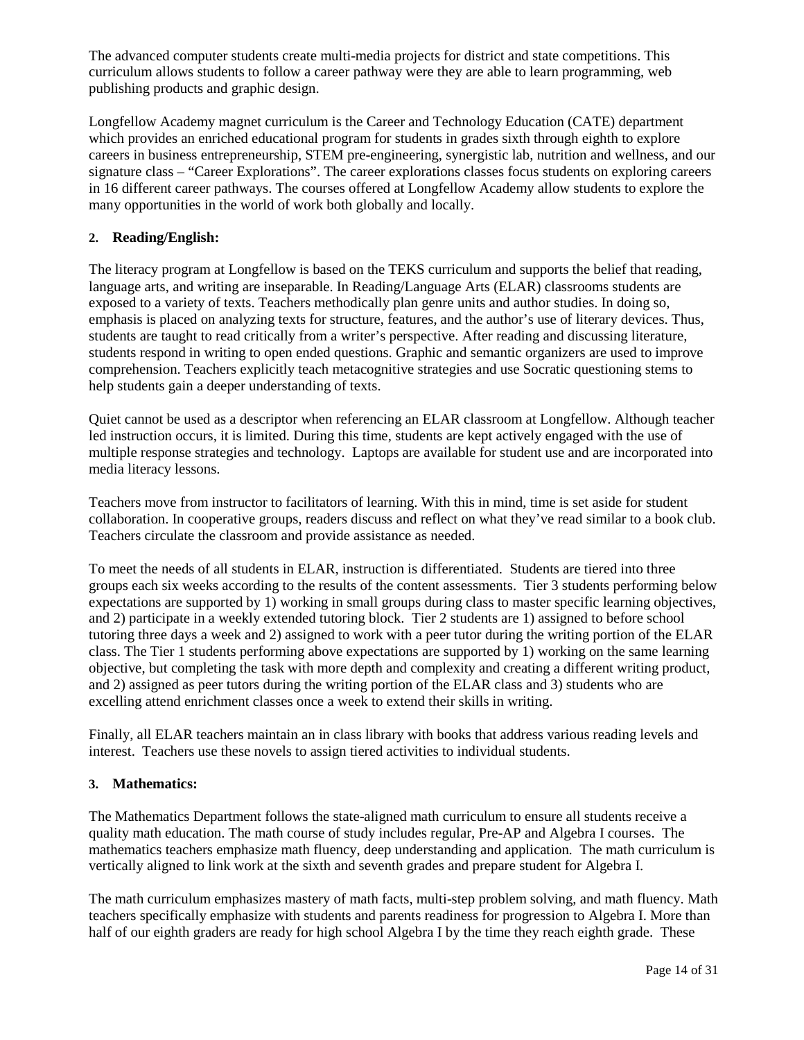The advanced computer students create multi-media projects for district and state competitions. This curriculum allows students to follow a career pathway were they are able to learn programming, web publishing products and graphic design.

Longfellow Academy magnet curriculum is the Career and Technology Education (CATE) department which provides an enriched educational program for students in grades sixth through eighth to explore careers in business entrepreneurship, STEM pre-engineering, synergistic lab, nutrition and wellness, and our signature class – "Career Explorations". The career explorations classes focus students on exploring careers in 16 different career pathways. The courses offered at Longfellow Academy allow students to explore the many opportunities in the world of work both globally and locally.

**2. Reading/English:**

The literacy program at Longfellow is based on the TEKS curriculum and supports the belief that reading, language arts, and writing are inseparable. In Reading/Language Arts (ELAR) classrooms students are exposed to a variety of texts. Teachers methodically plan genre units and author studies. In doing so, emphasis is placed on analyzing texts for structure, features, and the author's use of literary devices. Thus, students are taught to read critically from a writer's perspective. After reading and discussing literature, students respond in writing to open ended questions. Graphic and semantic organizers are used to improve comprehension. Teachers explicitly teach metacognitive strategies and use Socratic questioning stems to help students gain a deeper understanding of texts.

Quiet cannot be used as a descriptor when referencing an ELAR classroom at Longfellow. Although teacher led instruction occurs, it is limited. During this time, students are kept actively engaged with the use of multiple response strategies and technology. Laptops are available for student use and are incorporated into media literacy lessons.

Teachers move from instructor to facilitators of learning. With this in mind, time is set aside for student collaboration. In cooperative groups, readers discuss and reflect on what they've read similar to a book club. Teachers circulate the classroom and provide assistance as needed.

To meet the needs of all students in ELAR, instruction is differentiated. Students are tiered into three groups each six weeks according to the results of the content assessments. Tier 3 students performing below expectations are supported by 1) working in small groups during class to master specific learning objectives, and 2) participate in a weekly extended tutoring block. Tier 2 students are 1) assigned to before school tutoring three days a week and 2) assigned to work with a peer tutor during the writing portion of the ELAR class. The Tier 1 students performing above expectations are supported by 1) working on the same learning objective, but completing the task with more depth and complexity and creating a different writing product, and 2) assigned as peer tutors during the writing portion of the ELAR class and 3) students who are excelling attend enrichment classes once a week to extend their skills in writing.

Finally, all ELAR teachers maintain an in class library with books that address various reading levels and interest. Teachers use these novels to assign tiered activities to individual students.

**3. Mathematics:**

The Mathematics Department follows the state-aligned math curriculum to ensure all students receive a quality math education. The math course of study includes regular, Pre-AP and Algebra I courses. The mathematics teachers emphasize math fluency, deep understanding and application. The math curriculum is vertically aligned to link work at the sixth and seventh grades and prepare student for Algebra I.

The math curriculum emphasizes mastery of math facts, multi-step problem solving, and math fluency. Math teachers specifically emphasize with students and parents readiness for progression to Algebra I. More than half of our eighth graders are ready for high school Algebra I by the time they reach eighth grade. These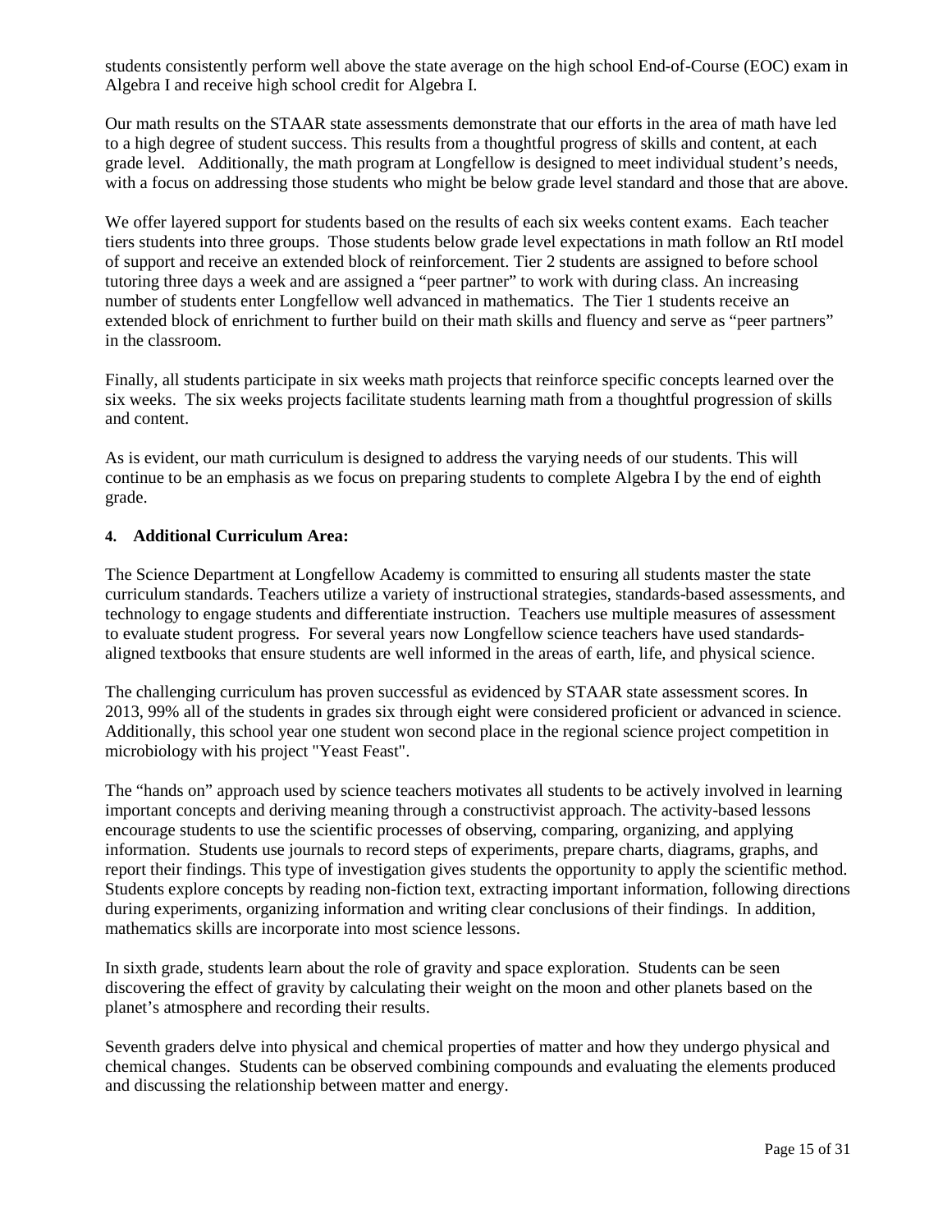students consistently perform well above the state average on the high school End-of-Course (EOC) exam in Algebra I and receive high school credit for Algebra I.

Our math results on the STAAR state assessments demonstrate that our efforts in the area of math have led to a high degree of student success. This results from a thoughtful progress of skills and content, at each grade level. Additionally, the math program at Longfellow is designed to meet individual student's needs, with a focus on addressing those students who might be below grade level standard and those that are above.

We offer layered support for students based on the results of each six weeks content exams. Each teacher tiers students into three groups. Those students below grade level expectations in math follow an RtI model of support and receive an extended block of reinforcement. Tier 2 students are assigned to before school tutoring three days a week and are assigned a "peer partner" to work with during class. An increasing number of students enter Longfellow well advanced in mathematics. The Tier 1 students receive an extended block of enrichment to further build on their math skills and fluency and serve as "peer partners" in the classroom.

Finally, all students participate in six weeks math projects that reinforce specific concepts learned over the six weeks. The six weeks projects facilitate students learning math from a thoughtful progression of skills and content.

As is evident, our math curriculum is designed to address the varying needs of our students. This will continue to be an emphasis as we focus on preparing students to complete Algebra I by the end of eighth grade.

**4. Additional Curriculum Area:**

The Science Department at Longfellow Academy is committed to ensuring all students master the state curriculum standards. Teachers utilize a variety of instructional strategies, standards-based assessments, and technology to engage students and differentiate instruction. Teachers use multiple measures of assessment to evaluate student progress. For several years now Longfellow science teachers have used standards-aligned textbooks that ensure students are well informed in the areas of earth, life, and physical science.

The challenging curriculum has proven successful as evidenced by STAAR state assessment scores. In 2013, 99% all of the students in grades six through eight were considered proficient or advanced in science. Additionally, this school year one student won second place in the regional science project competition in microbiology with his project "Yeast Feast".

The "hands on" approach used by science teachers motivates all students to be actively involved in learning important concepts and deriving meaning through a constructivist approach. The activity-based lessons encourage students to use the scientific processes of observing, comparing, organizing, and applying information. Students use journals to record steps of experiments, prepare charts, diagrams, graphs, and report their findings. This type of investigation gives students the opportunity to apply the scientific method. Students explore concepts by reading non-fiction text, extracting important information, following directions during experiments, organizing information and writing clear conclusions of their findings. In addition, mathematics skills are incorporate into most science lessons.

In sixth grade, students learn about the role of gravity and space exploration. Students can be seen discovering the effect of gravity by calculating their weight on the moon and other planets based on the planet's atmosphere and recording their results.

Seventh graders delve into physical and chemical properties of matter and how they undergo physical and chemical changes. Students can be observed combining compounds and evaluating the elements produced and discussing the relationship between matter and energy.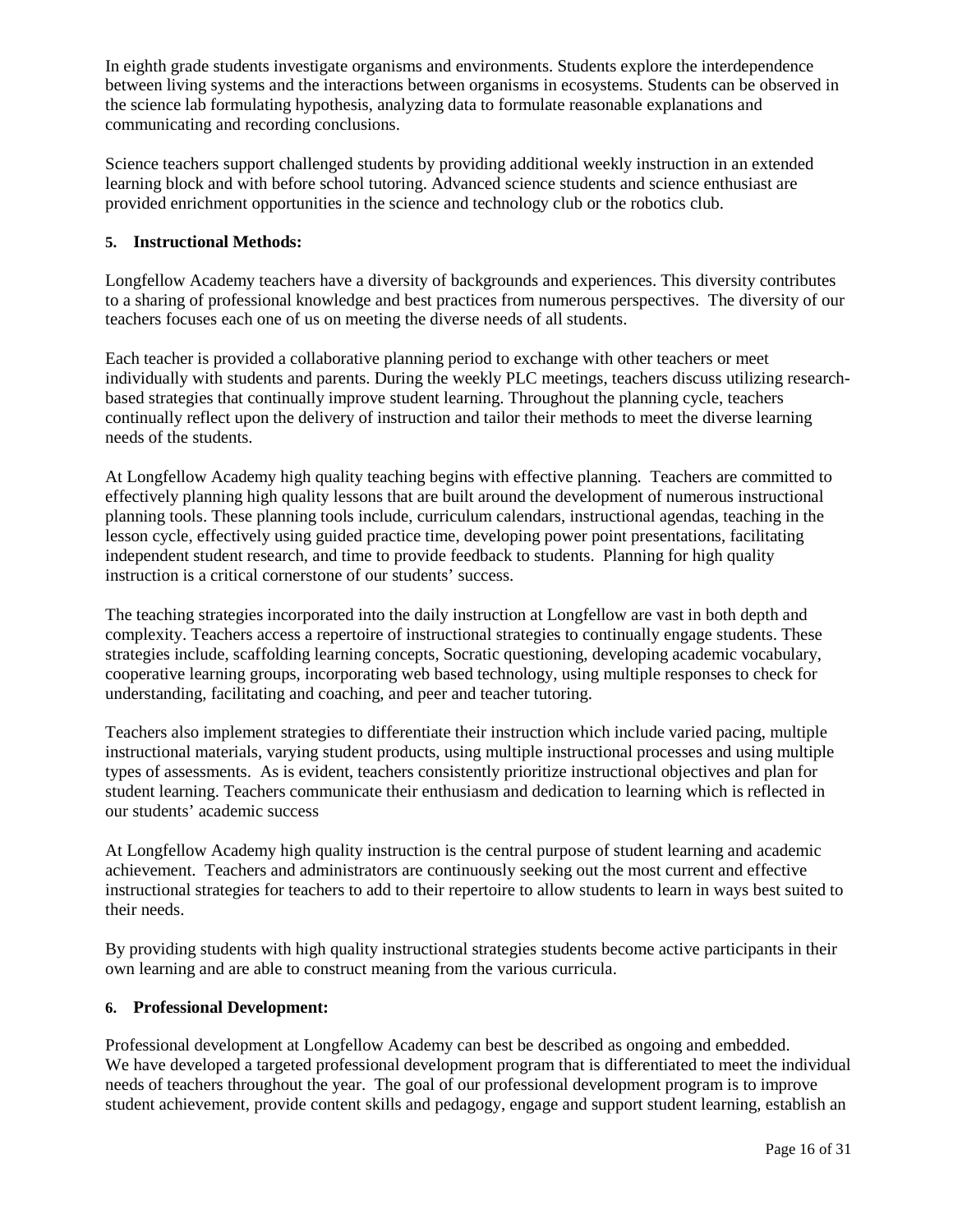In eighth grade students investigate organisms and environments. Students explore the interdependence between living systems and the interactions between organisms in ecosystems. Students can be observed in the science lab formulating hypothesis, analyzing data to formulate reasonable explanations and communicating and recording conclusions.

Science teachers support challenged students by providing additional weekly instruction in an extended learning block and with before school tutoring. Advanced science students and science enthusiast are provided enrichment opportunities in the science and technology club or the robotics club.

**5. Instructional Methods:**

Longfellow Academy teachers have a diversity of backgrounds and experiences. This diversity contributes to a sharing of professional knowledge and best practices from numerous perspectives. The diversity of our teachers focuses each one of us on meeting the diverse needs of all students.

Each teacher is provided a collaborative planning period to exchange with other teachers or meet individually with students and parents. During the weekly PLC meetings, teachers discuss utilizing research-based strategies that continually improve student learning. Throughout the planning cycle, teachers continually reflect upon the delivery of instruction and tailor their methods to meet the diverse learning needs of the students.

At Longfellow Academy high quality teaching begins with effective planning. Teachers are committed to effectively planning high quality lessons that are built around the development of numerous instructional planning tools. These planning tools include, curriculum calendars, instructional agendas, teaching in the lesson cycle, effectively using guided practice time, developing power point presentations, facilitating independent student research, and time to provide feedback to students. Planning for high quality instruction is a critical cornerstone of our students' success.

The teaching strategies incorporated into the daily instruction at Longfellow are vast in both depth and complexity. Teachers access a repertoire of instructional strategies to continually engage students. These strategies include, scaffolding learning concepts, Socratic questioning, developing academic vocabulary, cooperative learning groups, incorporating web based technology, using multiple responses to check for understanding, facilitating and coaching, and peer and teacher tutoring.

Teachers also implement strategies to differentiate their instruction which include varied pacing, multiple instructional materials, varying student products, using multiple instructional processes and using multiple types of assessments. As is evident, teachers consistently prioritize instructional objectives and plan for student learning. Teachers communicate their enthusiasm and dedication to learning which is reflected in our students' academic success

At Longfellow Academy high quality instruction is the central purpose of student learning and academic achievement. Teachers and administrators are continuously seeking out the most current and effective instructional strategies for teachers to add to their repertoire to allow students to learn in ways best suited to their needs.

By providing students with high quality instructional strategies students become active participants in their own learning and are able to construct meaning from the various curricula.

**6. Professional Development:**

Professional development at Longfellow Academy can best be described as ongoing and embedded. We have developed a targeted professional development program that is differentiated to meet the individual needs of teachers throughout the year. The goal of our professional development program is to improve student achievement, provide content skills and pedagogy, engage and support student learning, establish an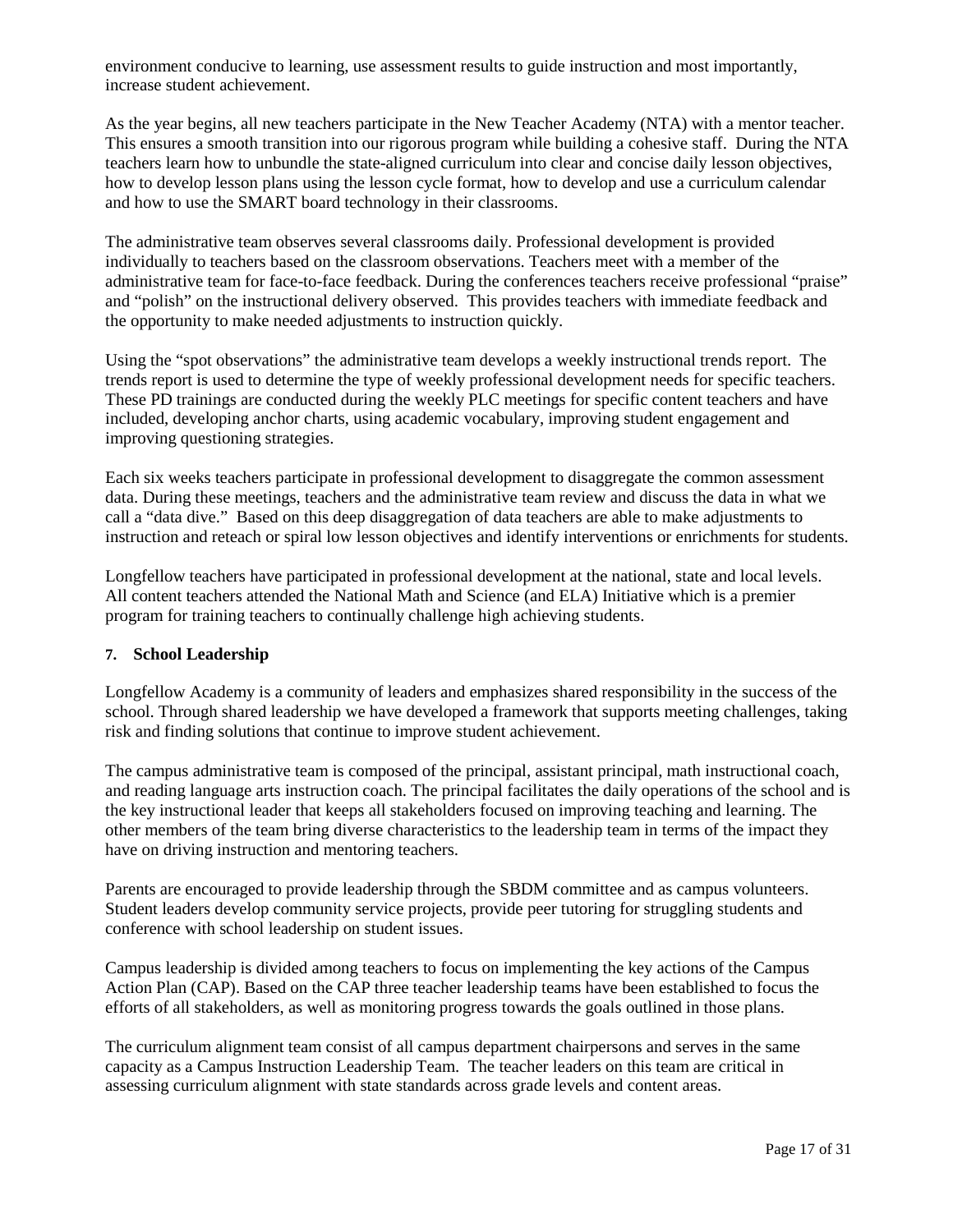environment conducive to learning, use assessment results to guide instruction and most importantly, increase student achievement.

As the year begins, all new teachers participate in the New Teacher Academy (NTA) with a mentor teacher. This ensures a smooth transition into our rigorous program while building a cohesive staff. During the NTA teachers learn how to unbundle the state-aligned curriculum into clear and concise daily lesson objectives, how to develop lesson plans using the lesson cycle format, how to develop and use a curriculum calendar and how to use the SMART board technology in their classrooms.

The administrative team observes several classrooms daily. Professional development is provided individually to teachers based on the classroom observations. Teachers meet with a member of the administrative team for face-to-face feedback. During the conferences teachers receive professional "praise" and "polish" on the instructional delivery observed. This provides teachers with immediate feedback and the opportunity to make needed adjustments to instruction quickly.

Using the "spot observations" the administrative team develops a weekly instructional trends report. The trends report is used to determine the type of weekly professional development needs for specific teachers. These PD trainings are conducted during the weekly PLC meetings for specific content teachers and have included, developing anchor charts, using academic vocabulary, improving student engagement and improving questioning strategies.

Each six weeks teachers participate in professional development to disaggregate the common assessment data. During these meetings, teachers and the administrative team review and discuss the data in what we call a "data dive." Based on this deep disaggregation of data teachers are able to make adjustments to instruction and reteach or spiral low lesson objectives and identify interventions or enrichments for students.

Longfellow teachers have participated in professional development at the national, state and local levels. All content teachers attended the National Math and Science (and ELA) Initiative which is a premier program for training teachers to continually challenge high achieving students.

**7. School Leadership**

Longfellow Academy is a community of leaders and emphasizes shared responsibility in the success of the school. Through shared leadership we have developed a framework that supports meeting challenges, taking risk and finding solutions that continue to improve student achievement.

The campus administrative team is composed of the principal, assistant principal, math instructional coach, and reading language arts instruction coach. The principal facilitates the daily operations of the school and is the key instructional leader that keeps all stakeholders focused on improving teaching and learning. The other members of the team bring diverse characteristics to the leadership team in terms of the impact they have on driving instruction and mentoring teachers.

Parents are encouraged to provide leadership through the SBDM committee and as campus volunteers. Student leaders develop community service projects, provide peer tutoring for struggling students and conference with school leadership on student issues.

Campus leadership is divided among teachers to focus on implementing the key actions of the Campus Action Plan (CAP). Based on the CAP three teacher leadership teams have been established to focus the efforts of all stakeholders, as well as monitoring progress towards the goals outlined in those plans.

The curriculum alignment team consist of all campus department chairpersons and serves in the same capacity as a Campus Instruction Leadership Team. The teacher leaders on this team are critical in assessing curriculum alignment with state standards across grade levels and content areas.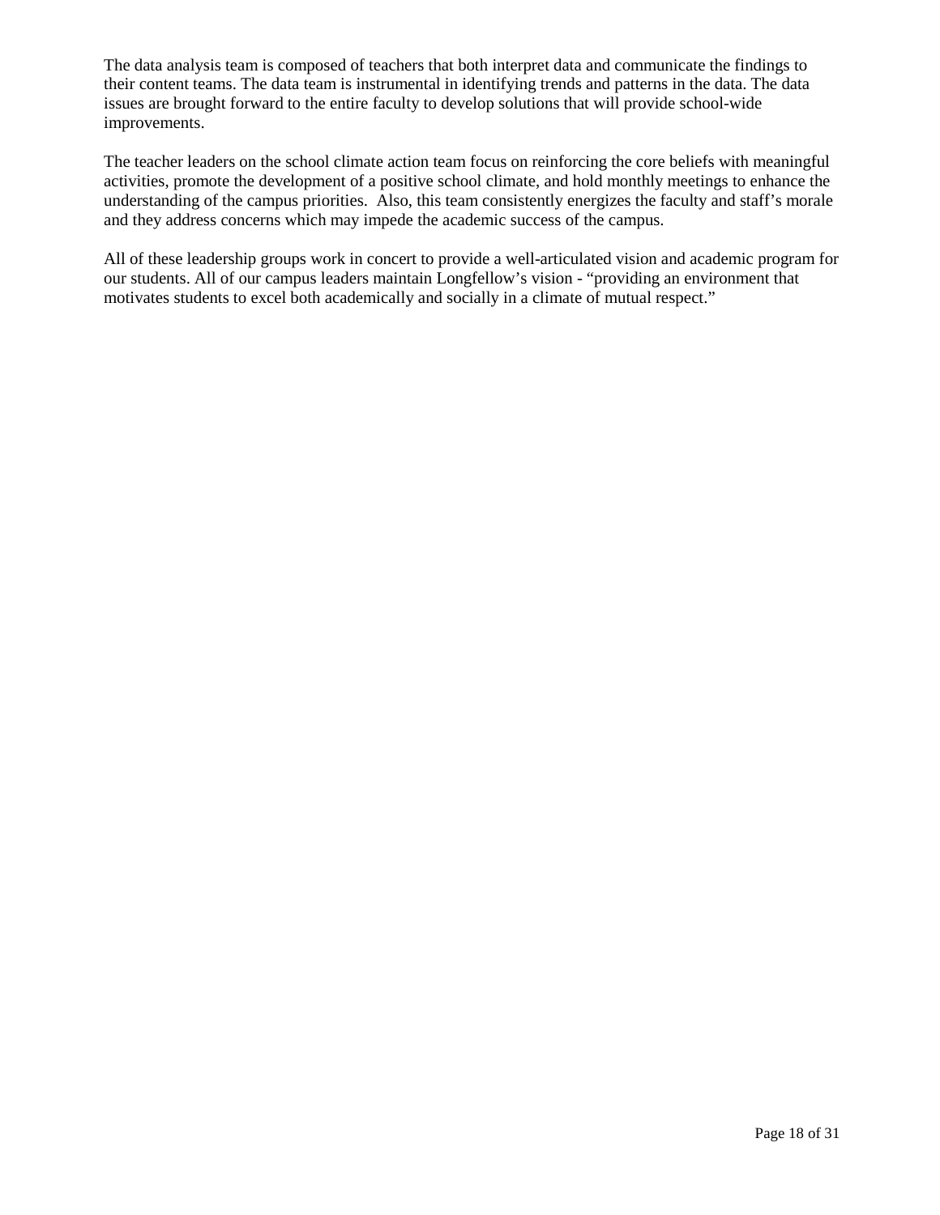The data analysis team is composed of teachers that both interpret data and communicate the findings to their content teams. The data team is instrumental in identifying trends and patterns in the data. The data issues are brought forward to the entire faculty to develop solutions that will provide school-wide improvements.

The teacher leaders on the school climate action team focus on reinforcing the core beliefs with meaningful activities, promote the development of a positive school climate, and hold monthly meetings to enhance the understanding of the campus priorities. Also, this team consistently energizes the faculty and staff's morale and they address concerns which may impede the academic success of the campus.

All of these leadership groups work in concert to provide a well-articulated vision and academic program for our students. All of our campus leaders maintain Longfellow's vision - "providing an environment that motivates students to excel both academically and socially in a climate of mutual respect."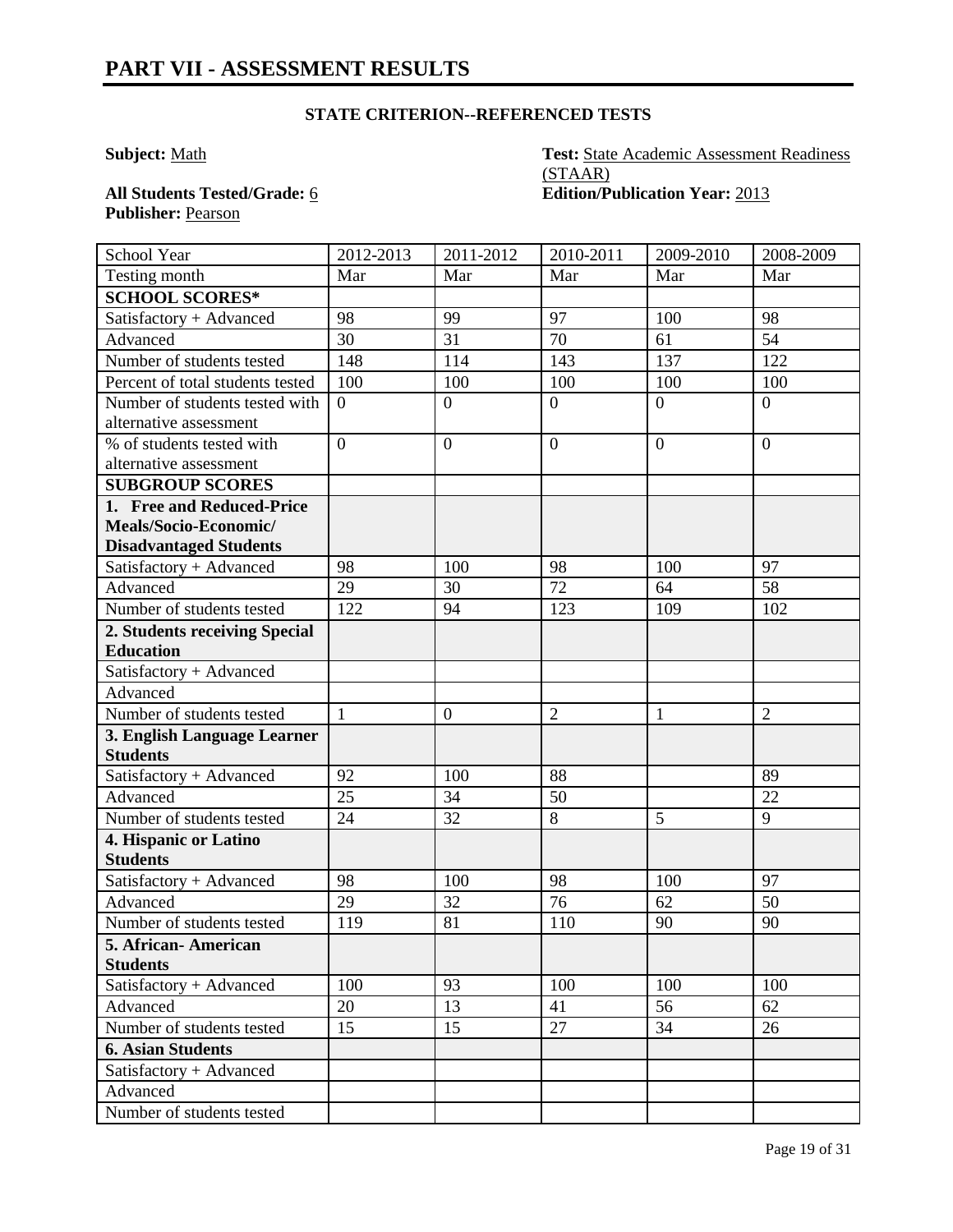# PART VII - ASSESSMENT RESULTS

## STATE CRITERION--REFERENCED TESTS

**Subject:** Math

**Test:** State Academic Assessment Readiness (STAAR)

**All Students Tested/Grade:** 6

**Edition/Publication Year:** 2013

**Publisher:** Pearson

| School Year | 2012-2013 | 2011-2012 | 2010-2011 | 2009-2010 | 2008-2009 |
|---|---|---|---|---|---|
| Testing month | Mar | Mar | Mar | Mar | Mar |
| **SCHOOL SCORES*** | | | | | |
| Satisfactory + Advanced | 98 | 99 | 97 | 100 | 98 |
| Advanced | 30 | 31 | 70 | 61 | 54 |
| Number of students tested | 148 | 114 | 143 | 137 | 122 |
| Percent of total students tested | 100 | 100 | 100 | 100 | 100 |
| Number of students tested with alternative assessment | 0 | 0 | 0 | 0 | 0 |
| % of students tested with alternative assessment | 0 | 0 | 0 | 0 | 0 |
| **SUBGROUP SCORES** | | | | | |
| **1. Free and Reduced-Price Meals/Socio-Economic/ Disadvantaged Students** | | | | | |
| Satisfactory + Advanced | 98 | 100 | 98 | 100 | 97 |
| Advanced | 29 | 30 | 72 | 64 | 58 |
| Number of students tested | 122 | 94 | 123 | 109 | 102 |
| **2. Students receiving Special Education** | | | | | |
| Satisfactory + Advanced | | | | | |
| Advanced | | | | | |
| Number of students tested | 1 | 0 | 2 | 1 | 2 |
| **3. English Language Learner Students** | | | | | |
| Satisfactory + Advanced | 92 | 100 | 88 | | 89 |
| Advanced | 25 | 34 | 50 | | 22 |
| Number of students tested | 24 | 32 | 8 | 5 | 9 |
| **4. Hispanic or Latino Students** | | | | | |
| Satisfactory + Advanced | 98 | 100 | 98 | 100 | 97 |
| Advanced | 29 | 32 | 76 | 62 | 50 |
| Number of students tested | 119 | 81 | 110 | 90 | 90 |
| **5. African- American Students** | | | | | |
| Satisfactory + Advanced | 100 | 93 | 100 | 100 | 100 |
| Advanced | 20 | 13 | 41 | 56 | 62 |
| Number of students tested | 15 | 15 | 27 | 34 | 26 |
| **6. Asian Students** | | | | | |
| Satisfactory + Advanced | | | | | |
| Advanced | | | | | |
| Number of students tested | | | | | |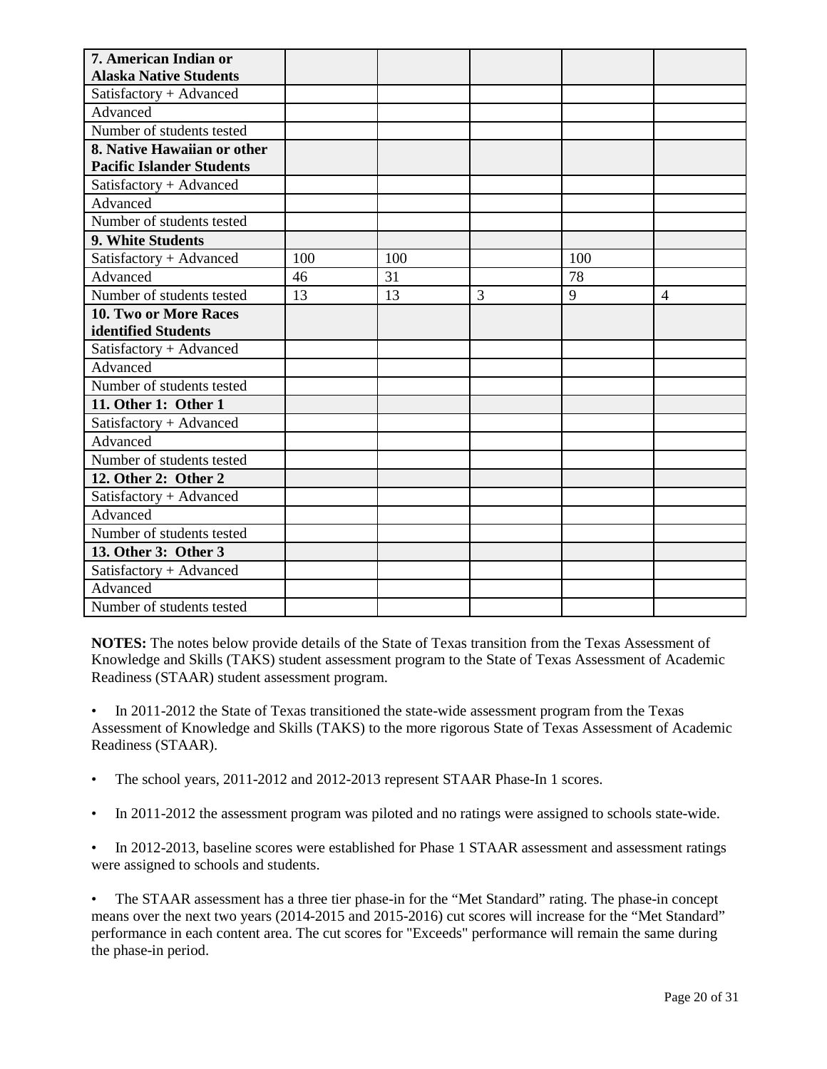| 7. American Indian or Alaska Native Students | | | | | |
|---|---|---|---|---|---|
| Satisfactory + Advanced | | | | | |
| Advanced | | | | | |
| Number of students tested | | | | | |
| **8. Native Hawaiian or other Pacific Islander Students** | | | | | |
| Satisfactory + Advanced | | | | | |
| Advanced | | | | | |
| Number of students tested | | | | | |
| **9. White Students** | | | | | |
| Satisfactory + Advanced | 100 | 100 | | 100 | |
| Advanced | 46 | 31 | | 78 | |
| Number of students tested | 13 | 13 | 3 | 9 | 4 |
| **10. Two or More Races identified Students** | | | | | |
| Satisfactory + Advanced | | | | | |
| Advanced | | | | | |
| Number of students tested | | | | | |
| **11. Other 1: Other 1** | | | | | |
| Satisfactory + Advanced | | | | | |
| Advanced | | | | | |
| Number of students tested | | | | | |
| **12. Other 2: Other 2** | | | | | |
| Satisfactory + Advanced | | | | | |
| Advanced | | | | | |
| Number of students tested | | | | | |
| **13. Other 3: Other 3** | | | | | |
| Satisfactory + Advanced | | | | | |
| Advanced | | | | | |
| Number of students tested | | | | | |

**NOTES:** The notes below provide details of the State of Texas transition from the Texas Assessment of Knowledge and Skills (TAKS) student assessment program to the State of Texas Assessment of Academic Readiness (STAAR) student assessment program.

- In 2011-2012 the State of Texas transitioned the state-wide assessment program from the Texas Assessment of Knowledge and Skills (TAKS) to the more rigorous State of Texas Assessment of Academic Readiness (STAAR).
- The school years, 2011-2012 and 2012-2013 represent STAAR Phase-In 1 scores.
- In 2011-2012 the assessment program was piloted and no ratings were assigned to schools state-wide.
- In 2012-2013, baseline scores were established for Phase 1 STAAR assessment and assessment ratings were assigned to schools and students.
- The STAAR assessment has a three tier phase-in for the "Met Standard" rating. The phase-in concept means over the next two years (2014-2015 and 2015-2016) cut scores will increase for the "Met Standard" performance in each content area. The cut scores for "Exceeds" performance will remain the same during the phase-in period.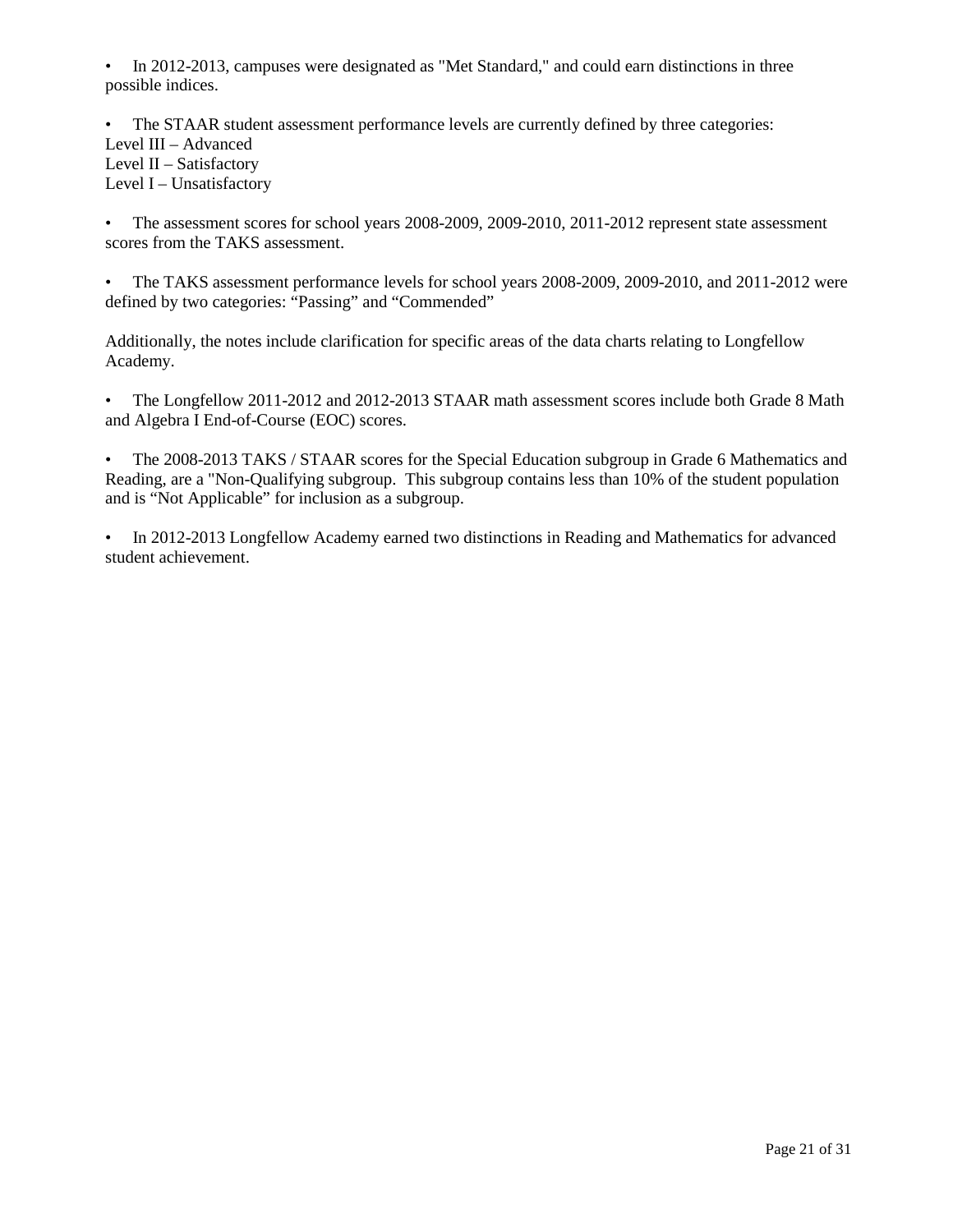- In 2012-2013, campuses were designated as "Met Standard," and could earn distinctions in three possible indices.

- The STAAR student assessment performance levels are currently defined by three categories:

Level III – Advanced
Level II – Satisfactory
Level I – Unsatisfactory

- The assessment scores for school years 2008-2009, 2009-2010, 2011-2012 represent state assessment scores from the TAKS assessment.

- The TAKS assessment performance levels for school years 2008-2009, 2009-2010, and 2011-2012 were defined by two categories: "Passing" and "Commended"

Additionally, the notes include clarification for specific areas of the data charts relating to Longfellow Academy.

- The Longfellow 2011-2012 and 2012-2013 STAAR math assessment scores include both Grade 8 Math and Algebra I End-of-Course (EOC) scores.

- The 2008-2013 TAKS / STAAR scores for the Special Education subgroup in Grade 6 Mathematics and Reading, are a "Non-Qualifying subgroup. This subgroup contains less than 10% of the student population and is "Not Applicable" for inclusion as a subgroup.

- In 2012-2013 Longfellow Academy earned two distinctions in Reading and Mathematics for advanced student achievement.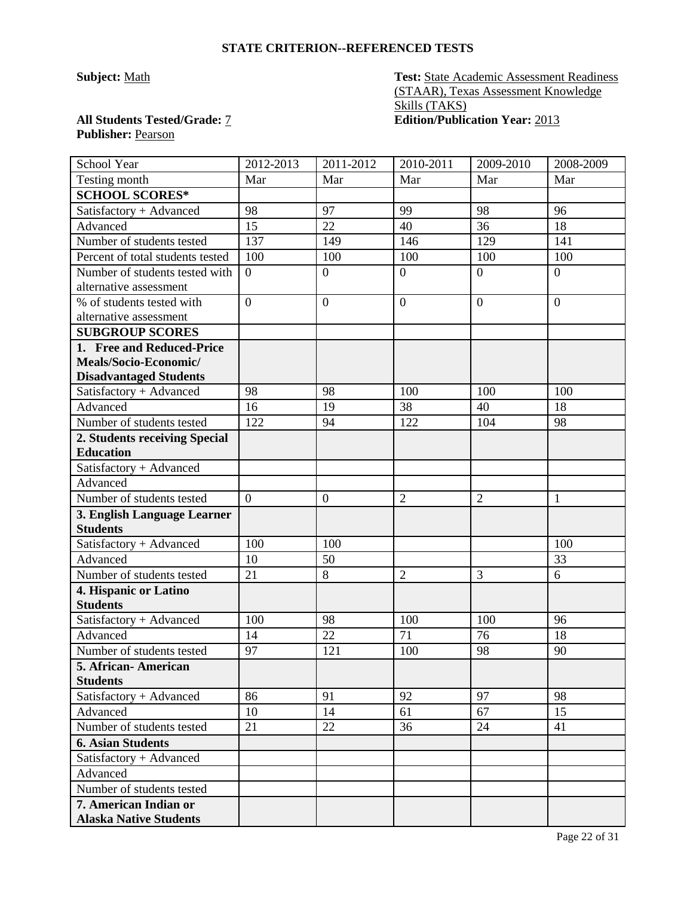## STATE CRITERION--REFERENCED TESTS

**Subject:** Math

**Test:** State Academic Assessment Readiness (STAAR), Texas Assessment Knowledge Skills (TAKS)

**All Students Tested/Grade:** 7

**Edition/Publication Year:** 2013

**Publisher:** Pearson

| School Year | 2012-2013 | 2011-2012 | 2010-2011 | 2009-2010 | 2008-2009 |
|---|---|---|---|---|---|
| Testing month | Mar | Mar | Mar | Mar | Mar |
| **SCHOOL SCORES*** | | | | | |
| Satisfactory + Advanced | 98 | 97 | 99 | 98 | 96 |
| Advanced | 15 | 22 | 40 | 36 | 18 |
| Number of students tested | 137 | 149 | 146 | 129 | 141 |
| Percent of total students tested | 100 | 100 | 100 | 100 | 100 |
| Number of students tested with alternative assessment | 0 | 0 | 0 | 0 | 0 |
| % of students tested with alternative assessment | 0 | 0 | 0 | 0 | 0 |
| **SUBGROUP SCORES** | | | | | |
| **1. Free and Reduced-Price Meals/Socio-Economic/ Disadvantaged Students** | | | | | |
| Satisfactory + Advanced | 98 | 98 | 100 | 100 | 100 |
| Advanced | 16 | 19 | 38 | 40 | 18 |
| Number of students tested | 122 | 94 | 122 | 104 | 98 |
| **2. Students receiving Special Education** | | | | | |
| Satisfactory + Advanced | | | | | |
| Advanced | | | | | |
| Number of students tested | 0 | 0 | 2 | 2 | 1 |
| **3. English Language Learner Students** | | | | | |
| Satisfactory + Advanced | 100 | 100 | | | 100 |
| Advanced | 10 | 50 | | | 33 |
| Number of students tested | 21 | 8 | 2 | 3 | 6 |
| **4. Hispanic or Latino Students** | | | | | |
| Satisfactory + Advanced | 100 | 98 | 100 | 100 | 96 |
| Advanced | 14 | 22 | 71 | 76 | 18 |
| Number of students tested | 97 | 121 | 100 | 98 | 90 |
| **5. African- American Students** | | | | | |
| Satisfactory + Advanced | 86 | 91 | 92 | 97 | 98 |
| Advanced | 10 | 14 | 61 | 67 | 15 |
| Number of students tested | 21 | 22 | 36 | 24 | 41 |
| **6. Asian Students** | | | | | |
| Satisfactory + Advanced | | | | | |
| Advanced | | | | | |
| Number of students tested | | | | | |
| **7. American Indian or Alaska Native Students** | | | | | |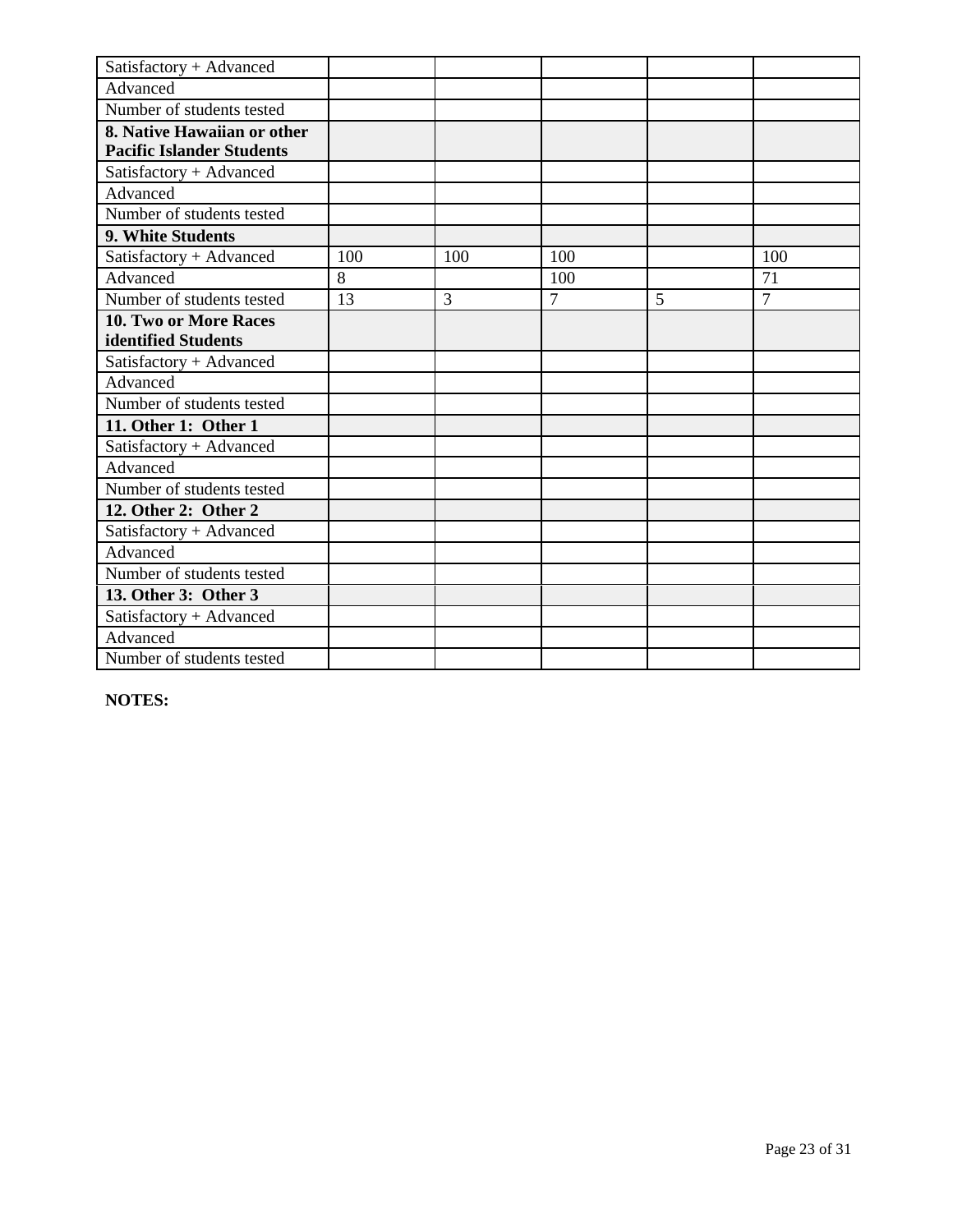| | | | | | |
|---|---|---|---|---|---|
| Satisfactory + Advanced | | | | | |
| Advanced | | | | | |
| Number of students tested | | | | | |
| **8. Native Hawaiian or other Pacific Islander Students** | | | | | |
| Satisfactory + Advanced | | | | | |
| Advanced | | | | | |
| Number of students tested | | | | | |
| **9. White Students** | | | | | |
| Satisfactory + Advanced | 100 | 100 | 100 | | 100 |
| Advanced | 8 | | 100 | | 71 |
| Number of students tested | 13 | 3 | 7 | 5 | 7 |
| **10. Two or More Races identified Students** | | | | | |
| Satisfactory + Advanced | | | | | |
| Advanced | | | | | |
| Number of students tested | | | | | |
| **11. Other 1: Other 1** | | | | | |
| Satisfactory + Advanced | | | | | |
| Advanced | | | | | |
| Number of students tested | | | | | |
| **12. Other 2: Other 2** | | | | | |
| Satisfactory + Advanced | | | | | |
| Advanced | | | | | |
| Number of students tested | | | | | |
| **13. Other 3: Other 3** | | | | | |
| Satisfactory + Advanced | | | | | |
| Advanced | | | | | |
| Number of students tested | | | | | |

**NOTES:**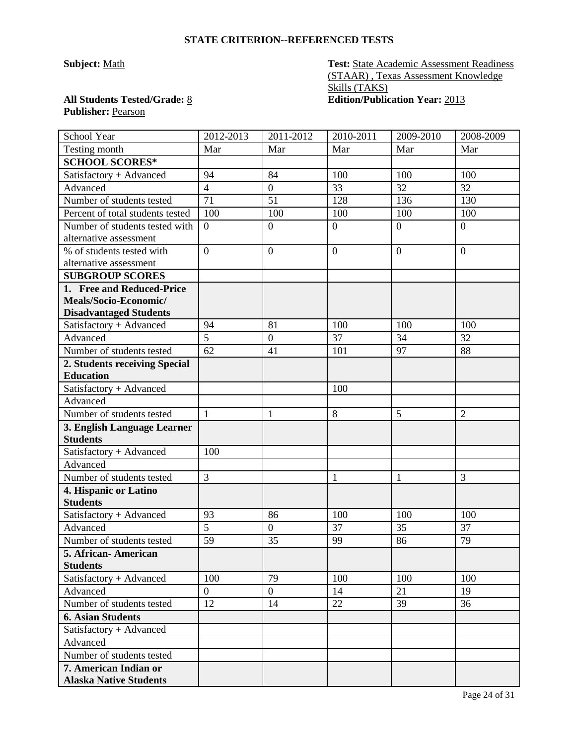### STATE CRITERION--REFERENCED TESTS

**Subject:** Math

**Test:** State Academic Assessment Readiness (STAAR) , Texas Assessment Knowledge Skills (TAKS)

**All Students Tested/Grade:** 8

**Edition/Publication Year:** 2013

**Publisher:** Pearson

| School Year | 2012-2013 | 2011-2012 | 2010-2011 | 2009-2010 | 2008-2009 |
|---|---|---|---|---|---|
| Testing month | Mar | Mar | Mar | Mar | Mar |
| **SCHOOL SCORES*** | | | | | |
| Satisfactory + Advanced | 94 | 84 | 100 | 100 | 100 |
| Advanced | 4 | 0 | 33 | 32 | 32 |
| Number of students tested | 71 | 51 | 128 | 136 | 130 |
| Percent of total students tested | 100 | 100 | 100 | 100 | 100 |
| Number of students tested with alternative assessment | 0 | 0 | 0 | 0 | 0 |
| % of students tested with alternative assessment | 0 | 0 | 0 | 0 | 0 |
| **SUBGROUP SCORES** | | | | | |
| **1. Free and Reduced-Price Meals/Socio-Economic/ Disadvantaged Students** | | | | | |
| Satisfactory + Advanced | 94 | 81 | 100 | 100 | 100 |
| Advanced | 5 | 0 | 37 | 34 | 32 |
| Number of students tested | 62 | 41 | 101 | 97 | 88 |
| **2. Students receiving Special Education** | | | | | |
| Satisfactory + Advanced | | | 100 | | |
| Advanced | | | | | |
| Number of students tested | 1 | 1 | 8 | 5 | 2 |
| **3. English Language Learner Students** | | | | | |
| Satisfactory + Advanced | 100 | | | | |
| Advanced | | | | | |
| Number of students tested | 3 | | 1 | 1 | 3 |
| **4. Hispanic or Latino Students** | | | | | |
| Satisfactory + Advanced | 93 | 86 | 100 | 100 | 100 |
| Advanced | 5 | 0 | 37 | 35 | 37 |
| Number of students tested | 59 | 35 | 99 | 86 | 79 |
| **5. African- American Students** | | | | | |
| Satisfactory + Advanced | 100 | 79 | 100 | 100 | 100 |
| Advanced | 0 | 0 | 14 | 21 | 19 |
| Number of students tested | 12 | 14 | 22 | 39 | 36 |
| **6. Asian Students** | | | | | |
| Satisfactory + Advanced | | | | | |
| Advanced | | | | | |
| Number of students tested | | | | | |
| **7. American Indian or Alaska Native Students** | | | | | |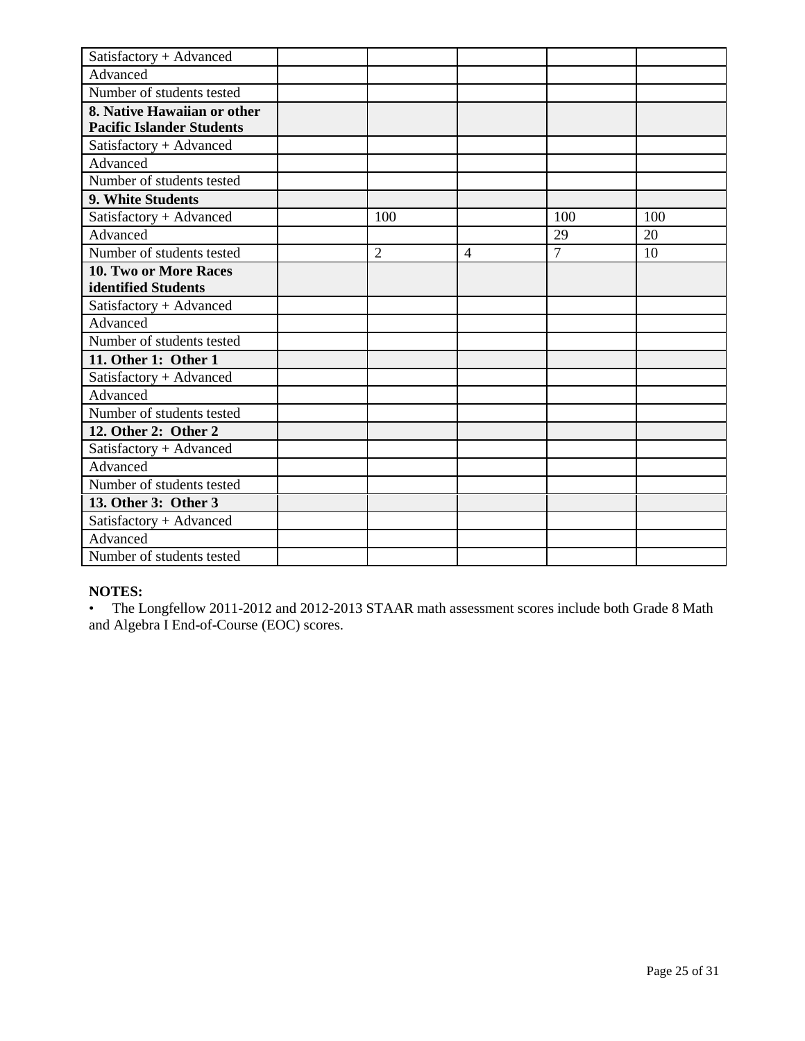| | | | | | |
|---|---|---|---|---|---|
| Satisfactory + Advanced | | | | | |
| Advanced | | | | | |
| Number of students tested | | | | | |
| **8. Native Hawaiian or other Pacific Islander Students** | | | | | |
| Satisfactory + Advanced | | | | | |
| Advanced | | | | | |
| Number of students tested | | | | | |
| **9. White Students** | | | | | |
| Satisfactory + Advanced | | 100 | | 100 | 100 |
| Advanced | | | | 29 | 20 |
| Number of students tested | | 2 | 4 | 7 | 10 |
| **10. Two or More Races identified Students** | | | | | |
| Satisfactory + Advanced | | | | | |
| Advanced | | | | | |
| Number of students tested | | | | | |
| **11. Other 1: Other 1** | | | | | |
| Satisfactory + Advanced | | | | | |
| Advanced | | | | | |
| Number of students tested | | | | | |
| **12. Other 2: Other 2** | | | | | |
| Satisfactory + Advanced | | | | | |
| Advanced | | | | | |
| Number of students tested | | | | | |
| **13. Other 3: Other 3** | | | | | |
| Satisfactory + Advanced | | | | | |
| Advanced | | | | | |
| Number of students tested | | | | | |

**NOTES:**

• The Longfellow 2011-2012 and 2012-2013 STAAR math assessment scores include both Grade 8 Math and Algebra I End-of-Course (EOC) scores.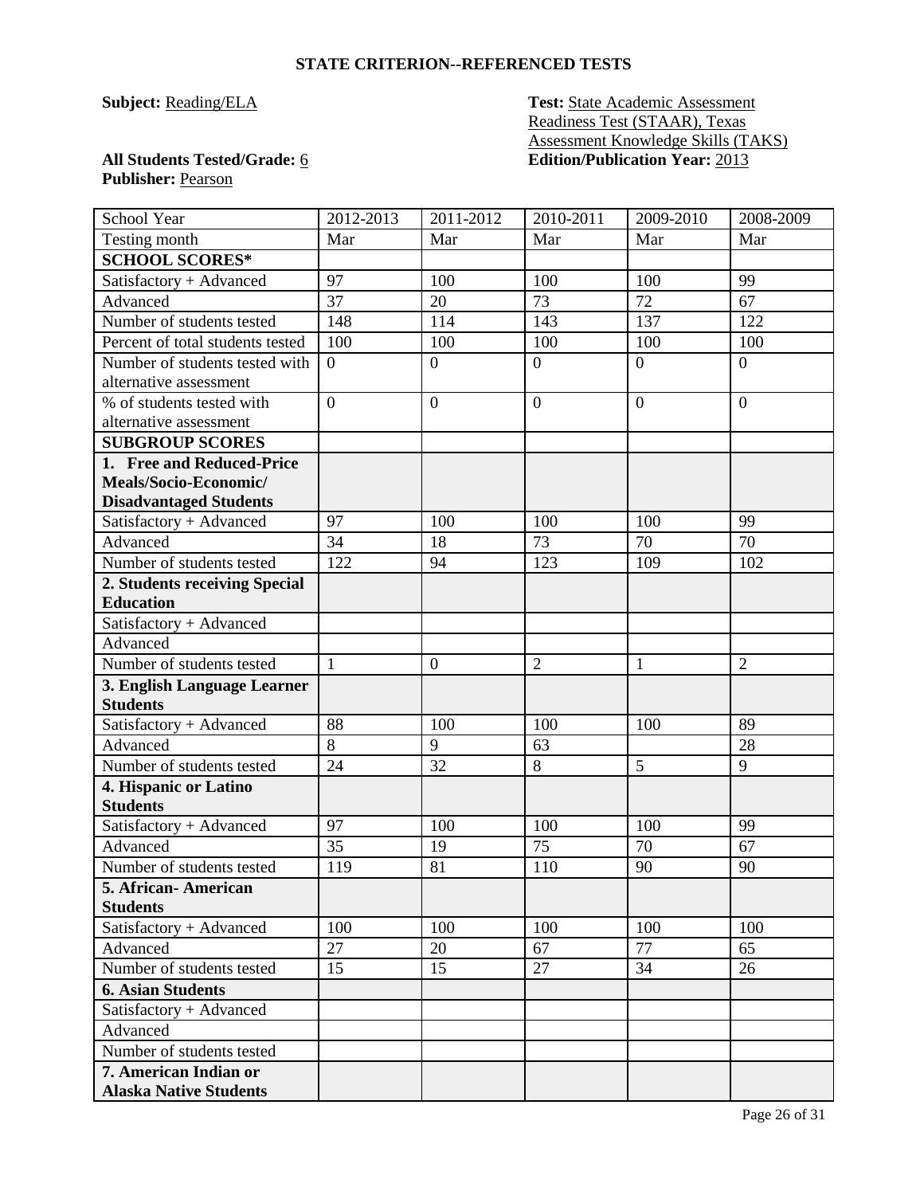## STATE CRITERION--REFERENCED TESTS

**Subject:** Reading/ELA

**Test:** State Academic Assessment Readiness Test (STAAR), Texas Assessment Knowledge Skills (TAKS)

**All Students Tested/Grade:** 6

**Edition/Publication Year:** 2013

**Publisher:** Pearson

| School Year | 2012-2013 | 2011-2012 | 2010-2011 | 2009-2010 | 2008-2009 |
|---|---|---|---|---|---|
| Testing month | Mar | Mar | Mar | Mar | Mar |
| **SCHOOL SCORES*** | | | | | |
| Satisfactory + Advanced | 97 | 100 | 100 | 100 | 99 |
| Advanced | 37 | 20 | 73 | 72 | 67 |
| Number of students tested | 148 | 114 | 143 | 137 | 122 |
| Percent of total students tested | 100 | 100 | 100 | 100 | 100 |
| Number of students tested with alternative assessment | 0 | 0 | 0 | 0 | 0 |
| % of students tested with alternative assessment | 0 | 0 | 0 | 0 | 0 |
| **SUBGROUP SCORES** | | | | | |
| **1. Free and Reduced-Price Meals/Socio-Economic/ Disadvantaged Students** | | | | | |
| Satisfactory + Advanced | 97 | 100 | 100 | 100 | 99 |
| Advanced | 34 | 18 | 73 | 70 | 70 |
| Number of students tested | 122 | 94 | 123 | 109 | 102 |
| **2. Students receiving Special Education** | | | | | |
| Satisfactory + Advanced | | | | | |
| Advanced | | | | | |
| Number of students tested | 1 | 0 | 2 | 1 | 2 |
| **3. English Language Learner Students** | | | | | |
| Satisfactory + Advanced | 88 | 100 | 100 | 100 | 89 |
| Advanced | 8 | 9 | 63 | | 28 |
| Number of students tested | 24 | 32 | 8 | 5 | 9 |
| **4. Hispanic or Latino Students** | | | | | |
| Satisfactory + Advanced | 97 | 100 | 100 | 100 | 99 |
| Advanced | 35 | 19 | 75 | 70 | 67 |
| Number of students tested | 119 | 81 | 110 | 90 | 90 |
| **5. African- American Students** | | | | | |
| Satisfactory + Advanced | 100 | 100 | 100 | 100 | 100 |
| Advanced | 27 | 20 | 67 | 77 | 65 |
| Number of students tested | 15 | 15 | 27 | 34 | 26 |
| **6. Asian Students** | | | | | |
| Satisfactory + Advanced | | | | | |
| Advanced | | | | | |
| Number of students tested | | | | | |
| **7. American Indian or Alaska Native Students** | | | | | |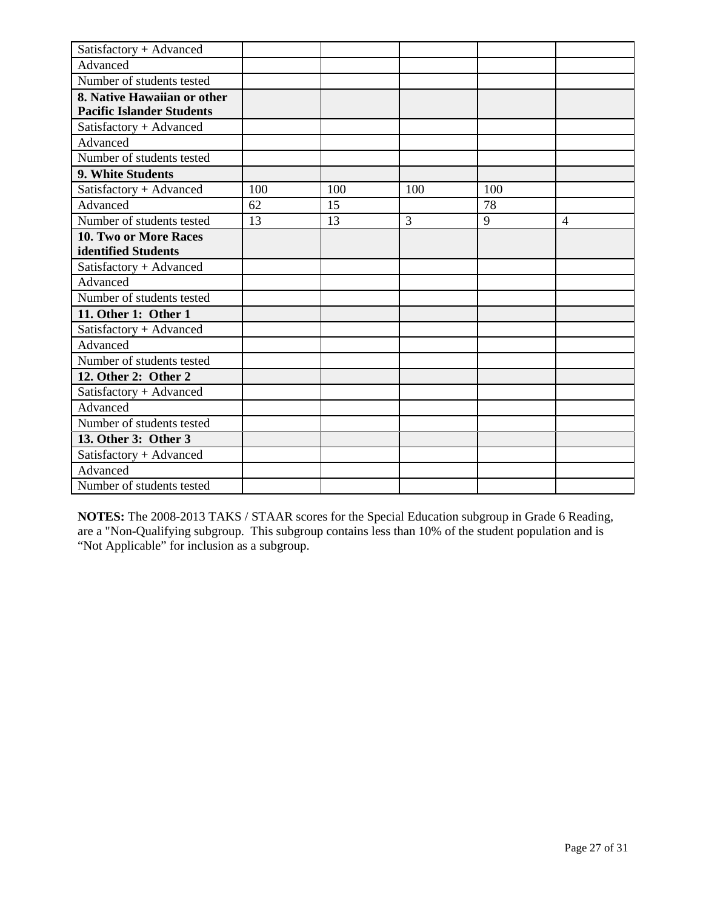| | | | | | |
|---|---|---|---|---|---|
| Satisfactory + Advanced | | | | | |
| Advanced | | | | | |
| Number of students tested | | | | | |
| **8. Native Hawaiian or other Pacific Islander Students** | | | | | |
| Satisfactory + Advanced | | | | | |
| Advanced | | | | | |
| Number of students tested | | | | | |
| **9. White Students** | | | | | |
| Satisfactory + Advanced | 100 | 100 | 100 | 100 | |
| Advanced | 62 | 15 | | 78 | |
| Number of students tested | 13 | 13 | 3 | 9 | 4 |
| **10. Two or More Races identified Students** | | | | | |
| Satisfactory + Advanced | | | | | |
| Advanced | | | | | |
| Number of students tested | | | | | |
| **11. Other 1: Other 1** | | | | | |
| Satisfactory + Advanced | | | | | |
| Advanced | | | | | |
| Number of students tested | | | | | |
| **12. Other 2: Other 2** | | | | | |
| Satisfactory + Advanced | | | | | |
| Advanced | | | | | |
| Number of students tested | | | | | |
| **13. Other 3: Other 3** | | | | | |
| Satisfactory + Advanced | | | | | |
| Advanced | | | | | |
| Number of students tested | | | | | |

**NOTES:** The 2008-2013 TAKS / STAAR scores for the Special Education subgroup in Grade 6 Reading, are a "Non-Qualifying subgroup. This subgroup contains less than 10% of the student population and is “Not Applicable” for inclusion as a subgroup.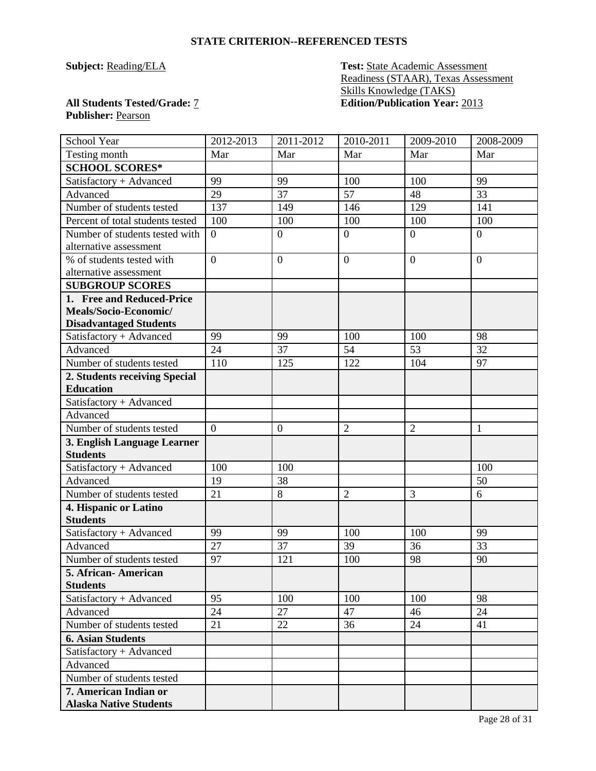### STATE CRITERION--REFERENCED TESTS

**Subject:** Reading/ELA

**Test:** State Academic Assessment Readiness (STAAR), Texas Assessment Skills Knowledge (TAKS)

**All Students Tested/Grade:** 7

**Edition/Publication Year:** 2013

**Publisher:** Pearson

| School Year | 2012-2013 | 2011-2012 | 2010-2011 | 2009-2010 | 2008-2009 |
|---|---|---|---|---|---|
| Testing month | Mar | Mar | Mar | Mar | Mar |
| **SCHOOL SCORES*** | | | | | |
| Satisfactory + Advanced | 99 | 99 | 100 | 100 | 99 |
| Advanced | 29 | 37 | 57 | 48 | 33 |
| Number of students tested | 137 | 149 | 146 | 129 | 141 |
| Percent of total students tested | 100 | 100 | 100 | 100 | 100 |
| Number of students tested with alternative assessment | 0 | 0 | 0 | 0 | 0 |
| % of students tested with alternative assessment | 0 | 0 | 0 | 0 | 0 |
| **SUBGROUP SCORES** | | | | | |
| **1. Free and Reduced-Price Meals/Socio-Economic/ Disadvantaged Students** | | | | | |
| Satisfactory + Advanced | 99 | 99 | 100 | 100 | 98 |
| Advanced | 24 | 37 | 54 | 53 | 32 |
| Number of students tested | 110 | 125 | 122 | 104 | 97 |
| **2. Students receiving Special Education** | | | | | |
| Satisfactory + Advanced | | | | | |
| Advanced | | | | | |
| Number of students tested | 0 | 0 | 2 | 2 | 1 |
| **3. English Language Learner Students** | | | | | |
| Satisfactory + Advanced | 100 | 100 | | | 100 |
| Advanced | 19 | 38 | | | 50 |
| Number of students tested | 21 | 8 | 2 | 3 | 6 |
| **4. Hispanic or Latino Students** | | | | | |
| Satisfactory + Advanced | 99 | 99 | 100 | 100 | 99 |
| Advanced | 27 | 37 | 39 | 36 | 33 |
| Number of students tested | 97 | 121 | 100 | 98 | 90 |
| **5. African- American Students** | | | | | |
| Satisfactory + Advanced | 95 | 100 | 100 | 100 | 98 |
| Advanced | 24 | 27 | 47 | 46 | 24 |
| Number of students tested | 21 | 22 | 36 | 24 | 41 |
| **6. Asian Students** | | | | | |
| Satisfactory + Advanced | | | | | |
| Advanced | | | | | |
| Number of students tested | | | | | |
| **7. American Indian or Alaska Native Students** | | | | | |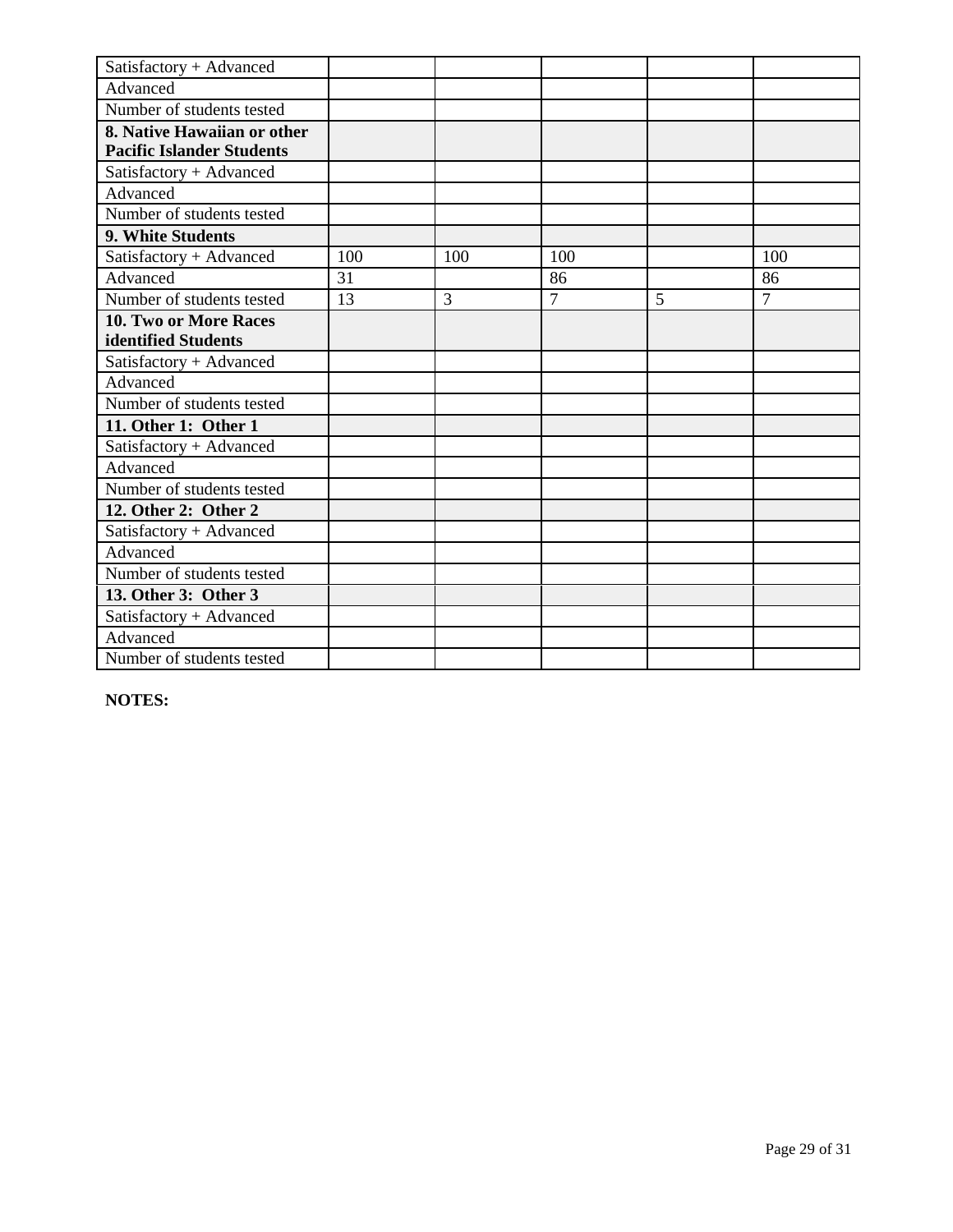| | | | | | |
|---|---|---|---|---|---|
| Satisfactory + Advanced | | | | | |
| Advanced | | | | | |
| Number of students tested | | | | | |
| **8. Native Hawaiian or other Pacific Islander Students** | | | | | |
| Satisfactory + Advanced | | | | | |
| Advanced | | | | | |
| Number of students tested | | | | | |
| **9. White Students** | | | | | |
| Satisfactory + Advanced | 100 | 100 | 100 | | 100 |
| Advanced | 31 | | 86 | | 86 |
| Number of students tested | 13 | 3 | 7 | 5 | 7 |
| **10. Two or More Races identified Students** | | | | | |
| Satisfactory + Advanced | | | | | |
| Advanced | | | | | |
| Number of students tested | | | | | |
| **11. Other 1: Other 1** | | | | | |
| Satisfactory + Advanced | | | | | |
| Advanced | | | | | |
| Number of students tested | | | | | |
| **12. Other 2: Other 2** | | | | | |
| Satisfactory + Advanced | | | | | |
| Advanced | | | | | |
| Number of students tested | | | | | |
| **13. Other 3: Other 3** | | | | | |
| Satisfactory + Advanced | | | | | |
| Advanced | | | | | |
| Number of students tested | | | | | |

**NOTES:**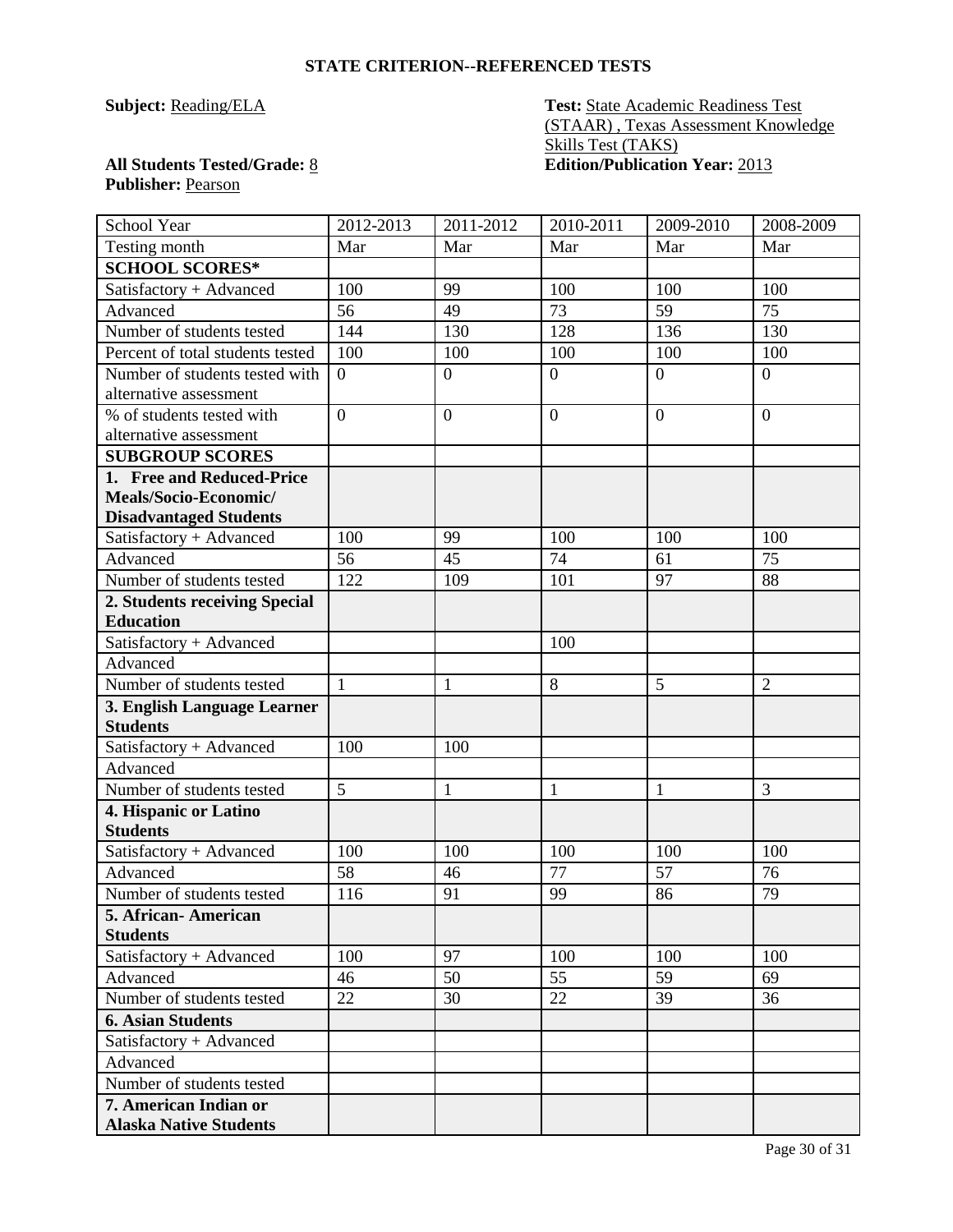**STATE CRITERION--REFERENCED TESTS**

**Subject:** Reading/ELA

**Test:** State Academic Readiness Test (STAAR) , Texas Assessment Knowledge Skills Test (TAKS)

**All Students Tested/Grade:** 8

**Edition/Publication Year:** 2013

**Publisher:** Pearson

| School Year | 2012-2013 | 2011-2012 | 2010-2011 | 2009-2010 | 2008-2009 |
|---|---|---|---|---|---|
| Testing month | Mar | Mar | Mar | Mar | Mar |
| **SCHOOL SCORES*** | | | | | |
| Satisfactory + Advanced | 100 | 99 | 100 | 100 | 100 |
| Advanced | 56 | 49 | 73 | 59 | 75 |
| Number of students tested | 144 | 130 | 128 | 136 | 130 |
| Percent of total students tested | 100 | 100 | 100 | 100 | 100 |
| Number of students tested with alternative assessment | 0 | 0 | 0 | 0 | 0 |
| % of students tested with alternative assessment | 0 | 0 | 0 | 0 | 0 |
| **SUBGROUP SCORES** | | | | | |
| **1. Free and Reduced-Price Meals/Socio-Economic/ Disadvantaged Students** | | | | | |
| Satisfactory + Advanced | 100 | 99 | 100 | 100 | 100 |
| Advanced | 56 | 45 | 74 | 61 | 75 |
| Number of students tested | 122 | 109 | 101 | 97 | 88 |
| **2. Students receiving Special Education** | | | | | |
| Satisfactory + Advanced | | | 100 | | |
| Advanced | | | | | |
| Number of students tested | 1 | 1 | 8 | 5 | 2 |
| **3. English Language Learner Students** | | | | | |
| Satisfactory + Advanced | 100 | 100 | | | |
| Advanced | | | | | |
| Number of students tested | 5 | 1 | 1 | 1 | 3 |
| **4. Hispanic or Latino Students** | | | | | |
| Satisfactory + Advanced | 100 | 100 | 100 | 100 | 100 |
| Advanced | 58 | 46 | 77 | 57 | 76 |
| Number of students tested | 116 | 91 | 99 | 86 | 79 |
| **5. African- American Students** | | | | | |
| Satisfactory + Advanced | 100 | 97 | 100 | 100 | 100 |
| Advanced | 46 | 50 | 55 | 59 | 69 |
| Number of students tested | 22 | 30 | 22 | 39 | 36 |
| **6. Asian Students** | | | | | |
| Satisfactory + Advanced | | | | | |
| Advanced | | | | | |
| Number of students tested | | | | | |
| **7. American Indian or Alaska Native Students** | | | | | |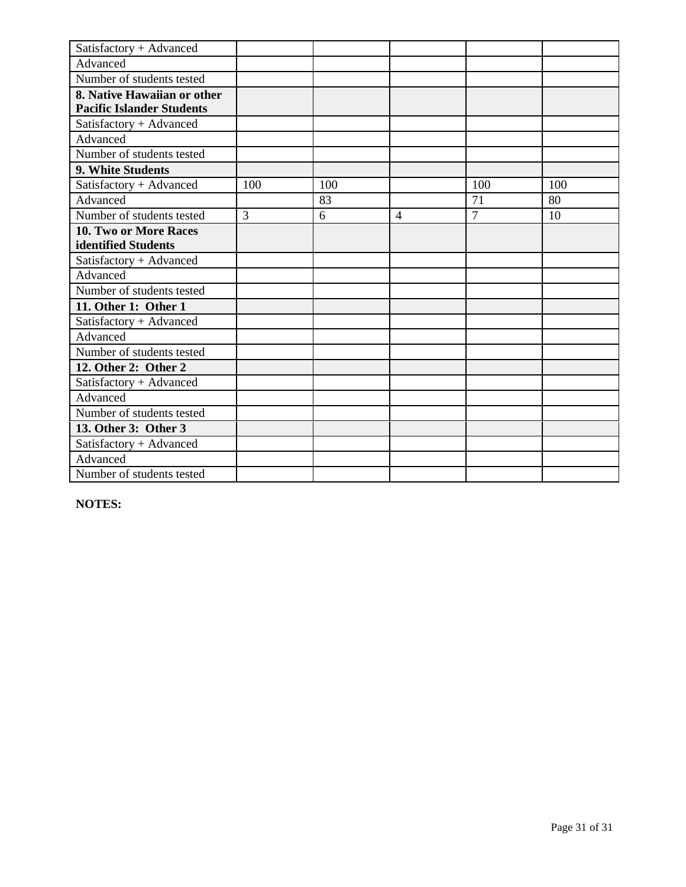| | | | | | |
|---|---|---|---|---|---|
| Satisfactory + Advanced | | | | | |
| Advanced | | | | | |
| Number of students tested | | | | | |
| **8. Native Hawaiian or other Pacific Islander Students** | | | | | |
| Satisfactory + Advanced | | | | | |
| Advanced | | | | | |
| Number of students tested | | | | | |
| **9. White Students** | | | | | |
| Satisfactory + Advanced | 100 | 100 | | 100 | 100 |
| Advanced | | 83 | | 71 | 80 |
| Number of students tested | 3 | 6 | 4 | 7 | 10 |
| **10. Two or More Races identified Students** | | | | | |
| Satisfactory + Advanced | | | | | |
| Advanced | | | | | |
| Number of students tested | | | | | |
| **11. Other 1: Other 1** | | | | | |
| Satisfactory + Advanced | | | | | |
| Advanced | | | | | |
| Number of students tested | | | | | |
| **12. Other 2: Other 2** | | | | | |
| Satisfactory + Advanced | | | | | |
| Advanced | | | | | |
| Number of students tested | | | | | |
| **13. Other 3: Other 3** | | | | | |
| Satisfactory + Advanced | | | | | |
| Advanced | | | | | |
| Number of students tested | | | | | |

**NOTES:**